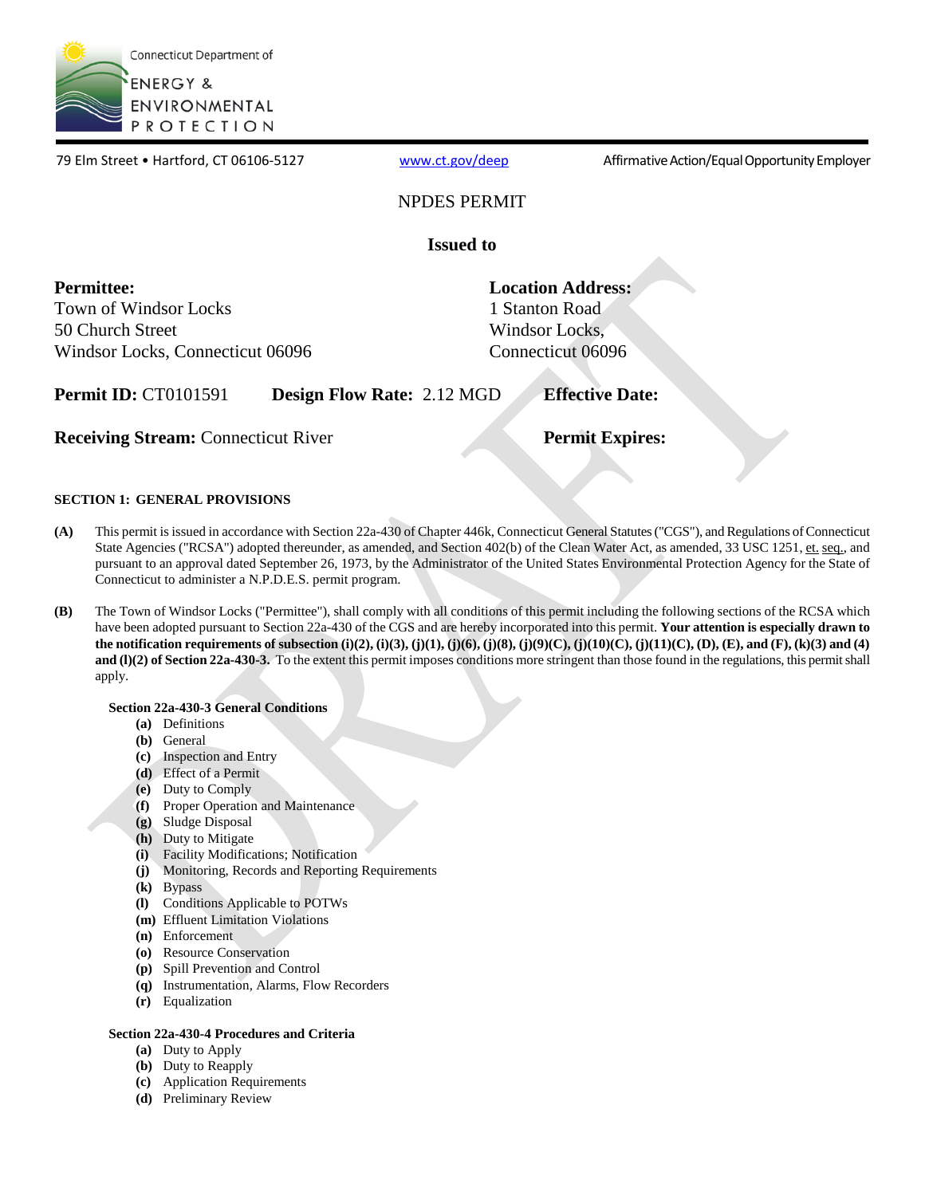Connecticut Department of
ENERGY & ENVIRONMENTAL PROTECTION

79 Elm Street • Hartford, CT 06106-5127 | www.ct.gov/deep | Affirmative Action/Equal Opportunity Employer

# NPDES PERMIT

**Issued to**

**Permittee:**
Town of Windsor Locks
50 Church Street
Windsor Locks, Connecticut 06096

**Location Address:**
1 Stanton Road
Windsor Locks,
Connecticut 06096

**Permit ID:** CT0101591 **Design Flow Rate:** 2.12 MGD **Effective Date:**

**Receiving Stream:** Connecticut River **Permit Expires:**

## SECTION 1: GENERAL PROVISIONS

**(A)** This permit is issued in accordance with Section 22a-430 of Chapter 446k, Connecticut General Statutes ("CGS"), and Regulations of Connecticut State Agencies ("RCSA") adopted thereunder, as amended, and Section 402(b) of the Clean Water Act, as amended, 33 USC 1251, et. seq., and pursuant to an approval dated September 26, 1973, by the Administrator of the United States Environmental Protection Agency for the State of Connecticut to administer a N.P.D.E.S. permit program.

**(B)** The Town of Windsor Locks ("Permittee"), shall comply with all conditions of this permit including the following sections of the RCSA which have been adopted pursuant to Section 22a-430 of the CGS and are hereby incorporated into this permit. **Your attention is especially drawn to the notification requirements of subsection (i)(2), (i)(3), (j)(1), (j)(6), (j)(8), (j)(9)(C), (j)(10)(C), (j)(11)(C), (D), (E), and (F), (k)(3) and (4) and (l)(2) of Section 22a-430-3.** To the extent this permit imposes conditions more stringent than those found in the regulations, this permit shall apply.

**Section 22a-430-3 General Conditions**

- **(a)** Definitions
- **(b)** General
- **(c)** Inspection and Entry
- **(d)** Effect of a Permit
- **(e)** Duty to Comply
- **(f)** Proper Operation and Maintenance
- **(g)** Sludge Disposal
- **(h)** Duty to Mitigate
- **(i)** Facility Modifications; Notification
- **(j)** Monitoring, Records and Reporting Requirements
- **(k)** Bypass
- **(l)** Conditions Applicable to POTWs
- **(m)** Effluent Limitation Violations
- **(n)** Enforcement
- **(o)** Resource Conservation
- **(p)** Spill Prevention and Control
- **(q)** Instrumentation, Alarms, Flow Recorders
- **(r)** Equalization

**Section 22a-430-4 Procedures and Criteria**

- **(a)** Duty to Apply
- **(b)** Duty to Reapply
- **(c)** Application Requirements
- **(d)** Preliminary Review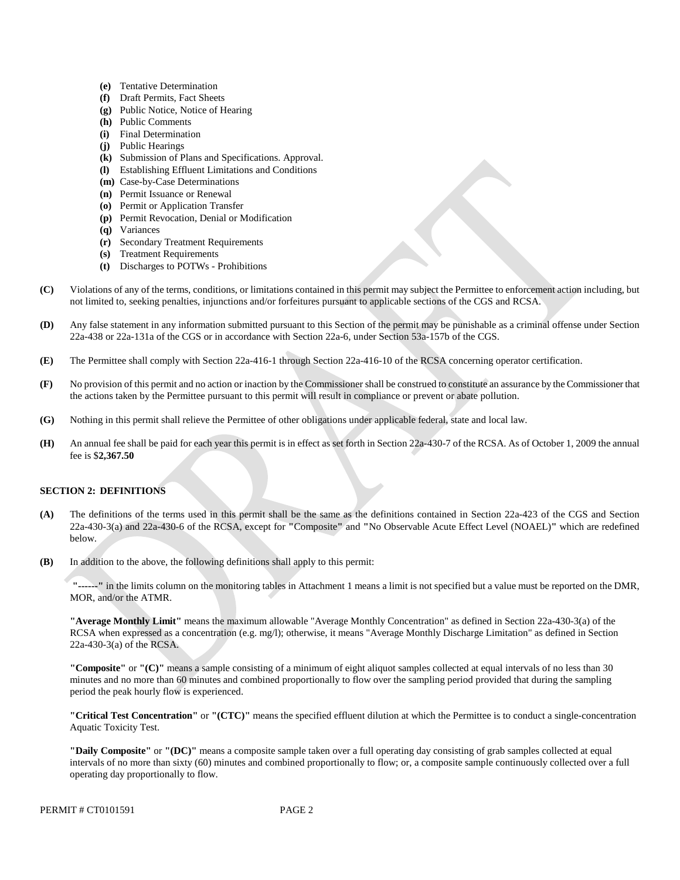- **(e)** Tentative Determination
- **(f)** Draft Permits, Fact Sheets
- **(g)** Public Notice, Notice of Hearing
- **(h)** Public Comments
- **(i)** Final Determination
- **(j)** Public Hearings
- **(k)** Submission of Plans and Specifications. Approval.
- **(l)** Establishing Effluent Limitations and Conditions
- **(m)** Case-by-Case Determinations
- **(n)** Permit Issuance or Renewal
- **(o)** Permit or Application Transfer
- **(p)** Permit Revocation, Denial or Modification
- **(q)** Variances
- **(r)** Secondary Treatment Requirements
- **(s)** Treatment Requirements
- **(t)** Discharges to POTWs - Prohibitions

**(C)** Violations of any of the terms, conditions, or limitations contained in this permit may subject the Permittee to enforcement action including, but not limited to, seeking penalties, injunctions and/or forfeitures pursuant to applicable sections of the CGS and RCSA.

**(D)** Any false statement in any information submitted pursuant to this Section of the permit may be punishable as a criminal offense under Section 22a-438 or 22a-131a of the CGS or in accordance with Section 22a-6, under Section 53a-157b of the CGS.

**(E)** The Permittee shall comply with Section 22a-416-1 through Section 22a-416-10 of the RCSA concerning operator certification.

**(F)** No provision of this permit and no action or inaction by the Commissioner shall be construed to constitute an assurance by the Commissioner that the actions taken by the Permittee pursuant to this permit will result in compliance or prevent or abate pollution.

**(G)** Nothing in this permit shall relieve the Permittee of other obligations under applicable federal, state and local law.

**(H)** An annual fee shall be paid for each year this permit is in effect as set forth in Section 22a-430-7 of the RCSA. As of October 1, 2009 the annual fee is $**2,367.50**

## SECTION 2: DEFINITIONS

**(A)** The definitions of the terms used in this permit shall be the same as the definitions contained in Section 22a-423 of the CGS and Section 22a-430-3(a) and 22a-430-6 of the RCSA, except for **"Composite"** and **"No Observable Acute Effect Level (NOAEL)"** which are redefined below.

**(B)** In addition to the above, the following definitions shall apply to this permit:

**"------"** in the limits column on the monitoring tables in Attachment 1 means a limit is not specified but a value must be reported on the DMR, MOR, and/or the ATMR.

**"Average Monthly Limit"** means the maximum allowable "Average Monthly Concentration" as defined in Section 22a-430-3(a) of the RCSA when expressed as a concentration (e.g. mg/l); otherwise, it means "Average Monthly Discharge Limitation" as defined in Section 22a-430-3(a) of the RCSA.

**"Composite"** or **"(C)"** means a sample consisting of a minimum of eight aliquot samples collected at equal intervals of no less than 30 minutes and no more than 60 minutes and combined proportionally to flow over the sampling period provided that during the sampling period the peak hourly flow is experienced.

**"Critical Test Concentration"** or **"(CTC)"** means the specified effluent dilution at which the Permittee is to conduct a single-concentration Aquatic Toxicity Test.

**"Daily Composite"** or **"(DC)"** means a composite sample taken over a full operating day consisting of grab samples collected at equal intervals of no more than sixty (60) minutes and combined proportionally to flow; or, a composite sample continuously collected over a full operating day proportionally to flow.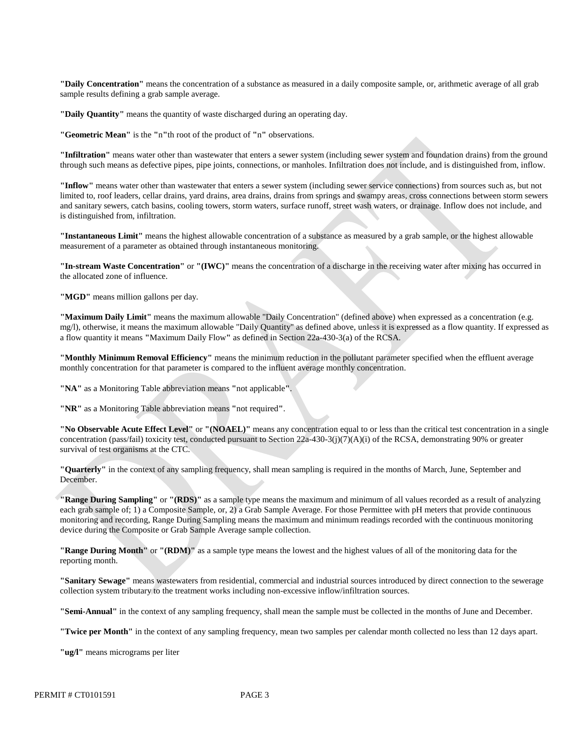**"Daily Concentration"** means the concentration of a substance as measured in a daily composite sample, or, arithmetic average of all grab sample results defining a grab sample average.

**"Daily Quantity"** means the quantity of waste discharged during an operating day.

**"Geometric Mean"** is the **"**n**"**th root of the product of **"**n**"** observations.

**"Infiltration"** means water other than wastewater that enters a sewer system (including sewer system and foundation drains) from the ground through such means as defective pipes, pipe joints, connections, or manholes. Infiltration does not include, and is distinguished from, inflow.

**"Inflow"** means water other than wastewater that enters a sewer system (including sewer service connections) from sources such as, but not limited to, roof leaders, cellar drains, yard drains, area drains, drains from springs and swampy areas, cross connections between storm sewers and sanitary sewers, catch basins, cooling towers, storm waters, surface runoff, street wash waters, or drainage. Inflow does not include, and is distinguished from, infiltration.

**"Instantaneous Limit"** means the highest allowable concentration of a substance as measured by a grab sample, or the highest allowable measurement of a parameter as obtained through instantaneous monitoring.

**"In-stream Waste Concentration"** or **"(IWC)"** means the concentration of a discharge in the receiving water after mixing has occurred in the allocated zone of influence.

**"MGD"** means million gallons per day.

**"Maximum Daily Limit"** means the maximum allowable "Daily Concentration" (defined above) when expressed as a concentration (e.g. mg/l), otherwise, it means the maximum allowable "Daily Quantity" as defined above, unless it is expressed as a flow quantity. If expressed as a flow quantity it means **"**Maximum Daily Flow**"** as defined in Section 22a-430-3(a) of the RCSA.

**"Monthly Minimum Removal Efficiency"** means the minimum reduction in the pollutant parameter specified when the effluent average monthly concentration for that parameter is compared to the influent average monthly concentration.

**"NA"** as a Monitoring Table abbreviation means **"**not applicable**"**.

**"NR"** as a Monitoring Table abbreviation means **"**not required**"**.

**"No Observable Acute Effect Level"** or **"(NOAEL)"** means any concentration equal to or less than the critical test concentration in a single concentration (pass/fail) toxicity test, conducted pursuant to Section 22a-430-3(j)(7)(A)(i) of the RCSA, demonstrating 90% or greater survival of test organisms at the CTC.

**"Quarterly"** in the context of any sampling frequency, shall mean sampling is required in the months of March, June, September and December.

**"Range During Sampling"** or **"(RDS)"** as a sample type means the maximum and minimum of all values recorded as a result of analyzing each grab sample of; 1) a Composite Sample, or, 2) a Grab Sample Average. For those Permittee with pH meters that provide continuous monitoring and recording, Range During Sampling means the maximum and minimum readings recorded with the continuous monitoring device during the Composite or Grab Sample Average sample collection.

**"Range During Month"** or **"(RDM)"** as a sample type means the lowest and the highest values of all of the monitoring data for the reporting month.

**"Sanitary Sewage"** means wastewaters from residential, commercial and industrial sources introduced by direct connection to the sewerage collection system tributary to the treatment works including non-excessive inflow/infiltration sources.

**"Semi-Annual"** in the context of any sampling frequency, shall mean the sample must be collected in the months of June and December.

**"Twice per Month"** in the context of any sampling frequency, mean two samples per calendar month collected no less than 12 days apart.

**"ug/l"** means micrograms per liter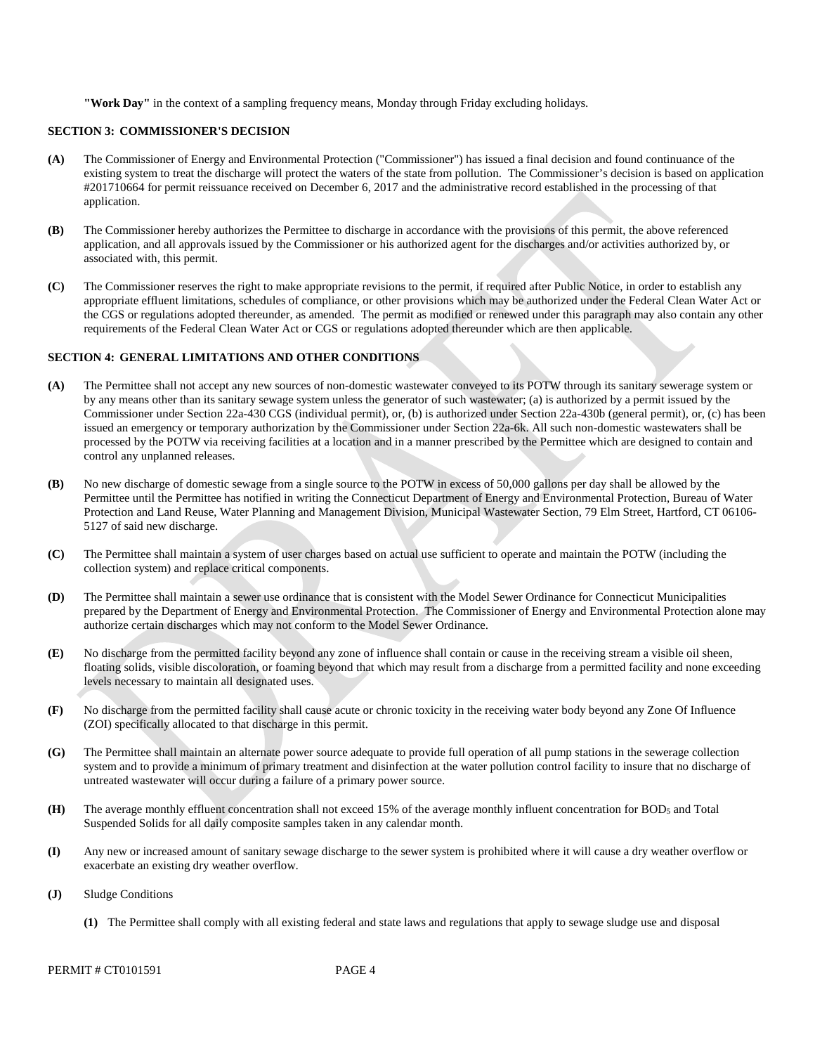**"Work Day"** in the context of a sampling frequency means, Monday through Friday excluding holidays.

## SECTION 3: COMMISSIONER'S DECISION

**(A)** The Commissioner of Energy and Environmental Protection ("Commissioner") has issued a final decision and found continuance of the existing system to treat the discharge will protect the waters of the state from pollution. The Commissioner's decision is based on application #201710664 for permit reissuance received on December 6, 2017 and the administrative record established in the processing of that application.

**(B)** The Commissioner hereby authorizes the Permittee to discharge in accordance with the provisions of this permit, the above referenced application, and all approvals issued by the Commissioner or his authorized agent for the discharges and/or activities authorized by, or associated with, this permit.

**(C)** The Commissioner reserves the right to make appropriate revisions to the permit, if required after Public Notice, in order to establish any appropriate effluent limitations, schedules of compliance, or other provisions which may be authorized under the Federal Clean Water Act or the CGS or regulations adopted thereunder, as amended. The permit as modified or renewed under this paragraph may also contain any other requirements of the Federal Clean Water Act or CGS or regulations adopted thereunder which are then applicable.

## SECTION 4: GENERAL LIMITATIONS AND OTHER CONDITIONS

**(A)** The Permittee shall not accept any new sources of non-domestic wastewater conveyed to its POTW through its sanitary sewerage system or by any means other than its sanitary sewage system unless the generator of such wastewater; (a) is authorized by a permit issued by the Commissioner under Section 22a-430 CGS (individual permit), or, (b) is authorized under Section 22a-430b (general permit), or, (c) has been issued an emergency or temporary authorization by the Commissioner under Section 22a-6k. All such non-domestic wastewaters shall be processed by the POTW via receiving facilities at a location and in a manner prescribed by the Permittee which are designed to contain and control any unplanned releases.

**(B)** No new discharge of domestic sewage from a single source to the POTW in excess of 50,000 gallons per day shall be allowed by the Permittee until the Permittee has notified in writing the Connecticut Department of Energy and Environmental Protection, Bureau of Water Protection and Land Reuse, Water Planning and Management Division, Municipal Wastewater Section, 79 Elm Street, Hartford, CT 06106-5127 of said new discharge.

**(C)** The Permittee shall maintain a system of user charges based on actual use sufficient to operate and maintain the POTW (including the collection system) and replace critical components.

**(D)** The Permittee shall maintain a sewer use ordinance that is consistent with the Model Sewer Ordinance for Connecticut Municipalities prepared by the Department of Energy and Environmental Protection. The Commissioner of Energy and Environmental Protection alone may authorize certain discharges which may not conform to the Model Sewer Ordinance.

**(E)** No discharge from the permitted facility beyond any zone of influence shall contain or cause in the receiving stream a visible oil sheen, floating solids, visible discoloration, or foaming beyond that which may result from a discharge from a permitted facility and none exceeding levels necessary to maintain all designated uses.

**(F)** No discharge from the permitted facility shall cause acute or chronic toxicity in the receiving water body beyond any Zone Of Influence (ZOI) specifically allocated to that discharge in this permit.

**(G)** The Permittee shall maintain an alternate power source adequate to provide full operation of all pump stations in the sewerage collection system and to provide a minimum of primary treatment and disinfection at the water pollution control facility to insure that no discharge of untreated wastewater will occur during a failure of a primary power source.

**(H)** The average monthly effluent concentration shall not exceed 15% of the average monthly influent concentration for $BOD_5$ and Total Suspended Solids for all daily composite samples taken in any calendar month.

**(I)** Any new or increased amount of sanitary sewage discharge to the sewer system is prohibited where it will cause a dry weather overflow or exacerbate an existing dry weather overflow.

**(J)** Sludge Conditions

**(1)** The Permittee shall comply with all existing federal and state laws and regulations that apply to sewage sludge use and disposal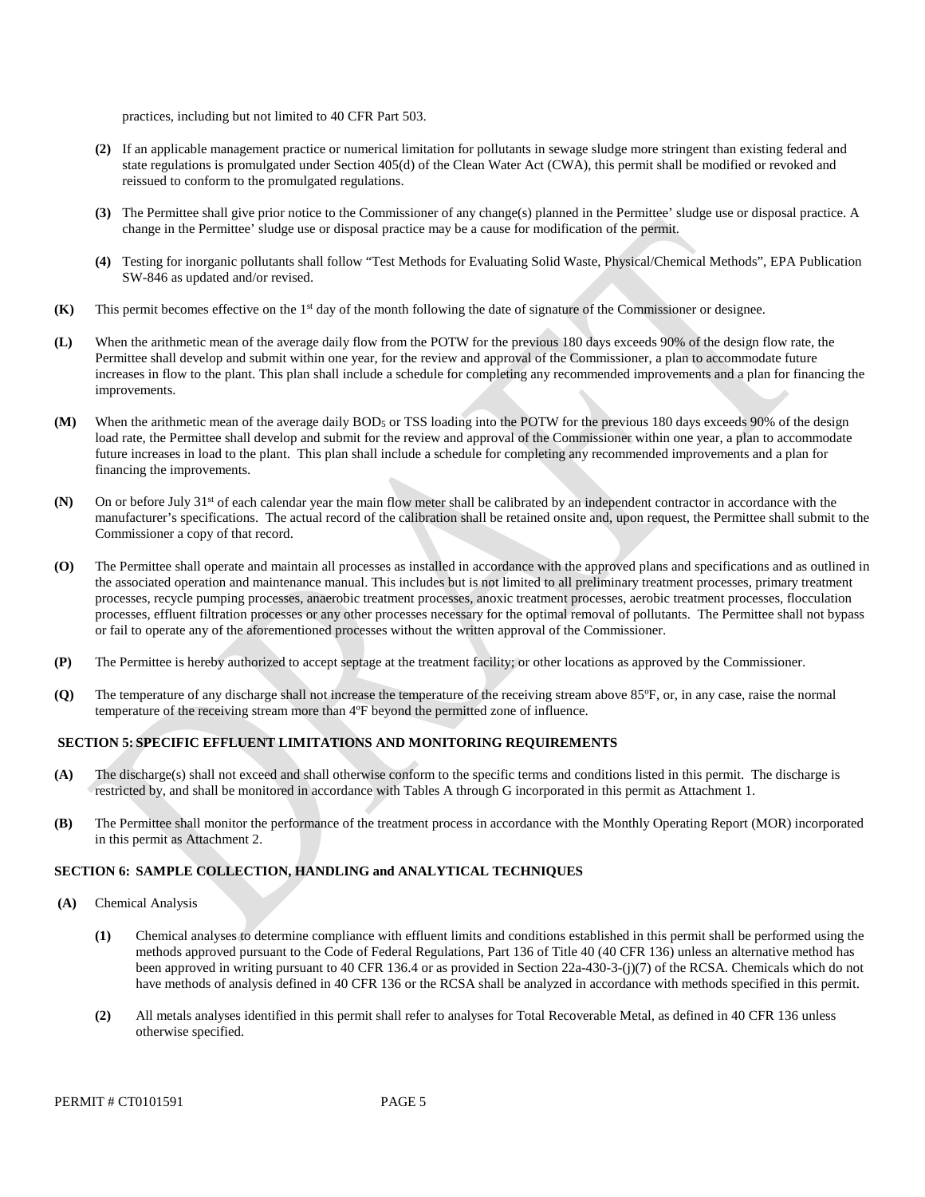practices, including but not limited to 40 CFR Part 503.

**(2)** If an applicable management practice or numerical limitation for pollutants in sewage sludge more stringent than existing federal and state regulations is promulgated under Section 405(d) of the Clean Water Act (CWA), this permit shall be modified or revoked and reissued to conform to the promulgated regulations.

**(3)** The Permittee shall give prior notice to the Commissioner of any change(s) planned in the Permittee' sludge use or disposal practice. A change in the Permittee' sludge use or disposal practice may be a cause for modification of the permit.

**(4)** Testing for inorganic pollutants shall follow "Test Methods for Evaluating Solid Waste, Physical/Chemical Methods", EPA Publication SW-846 as updated and/or revised.

**(K)** This permit becomes effective on the 1st day of the month following the date of signature of the Commissioner or designee.

**(L)** When the arithmetic mean of the average daily flow from the POTW for the previous 180 days exceeds 90% of the design flow rate, the Permittee shall develop and submit within one year, for the review and approval of the Commissioner, a plan to accommodate future increases in flow to the plant. This plan shall include a schedule for completing any recommended improvements and a plan for financing the improvements.

**(M)** When the arithmetic mean of the average daily $BOD_5$ or TSS loading into the POTW for the previous 180 days exceeds 90% of the design load rate, the Permittee shall develop and submit for the review and approval of the Commissioner within one year, a plan to accommodate future increases in load to the plant. This plan shall include a schedule for completing any recommended improvements and a plan for financing the improvements.

**(N)** On or before July 31st of each calendar year the main flow meter shall be calibrated by an independent contractor in accordance with the manufacturer's specifications. The actual record of the calibration shall be retained onsite and, upon request, the Permittee shall submit to the Commissioner a copy of that record.

**(O)** The Permittee shall operate and maintain all processes as installed in accordance with the approved plans and specifications and as outlined in the associated operation and maintenance manual. This includes but is not limited to all preliminary treatment processes, primary treatment processes, recycle pumping processes, anaerobic treatment processes, anoxic treatment processes, aerobic treatment processes, flocculation processes, effluent filtration processes or any other processes necessary for the optimal removal of pollutants. The Permittee shall not bypass or fail to operate any of the aforementioned processes without the written approval of the Commissioner.

**(P)** The Permittee is hereby authorized to accept septage at the treatment facility; or other locations as approved by the Commissioner.

**(Q)** The temperature of any discharge shall not increase the temperature of the receiving stream above 85ºF, or, in any case, raise the normal temperature of the receiving stream more than 4ºF beyond the permitted zone of influence.

## SECTION 5: SPECIFIC EFFLUENT LIMITATIONS AND MONITORING REQUIREMENTS

**(A)** The discharge(s) shall not exceed and shall otherwise conform to the specific terms and conditions listed in this permit. The discharge is restricted by, and shall be monitored in accordance with Tables A through G incorporated in this permit as Attachment 1.

**(B)** The Permittee shall monitor the performance of the treatment process in accordance with the Monthly Operating Report (MOR) incorporated in this permit as Attachment 2.

## SECTION 6: SAMPLE COLLECTION, HANDLING and ANALYTICAL TECHNIQUES

**(A)** Chemical Analysis

**(1)** Chemical analyses to determine compliance with effluent limits and conditions established in this permit shall be performed using the methods approved pursuant to the Code of Federal Regulations, Part 136 of Title 40 (40 CFR 136) unless an alternative method has been approved in writing pursuant to 40 CFR 136.4 or as provided in Section 22a-430-3-(j)(7) of the RCSA. Chemicals which do not have methods of analysis defined in 40 CFR 136 or the RCSA shall be analyzed in accordance with methods specified in this permit.

**(2)** All metals analyses identified in this permit shall refer to analyses for Total Recoverable Metal, as defined in 40 CFR 136 unless otherwise specified.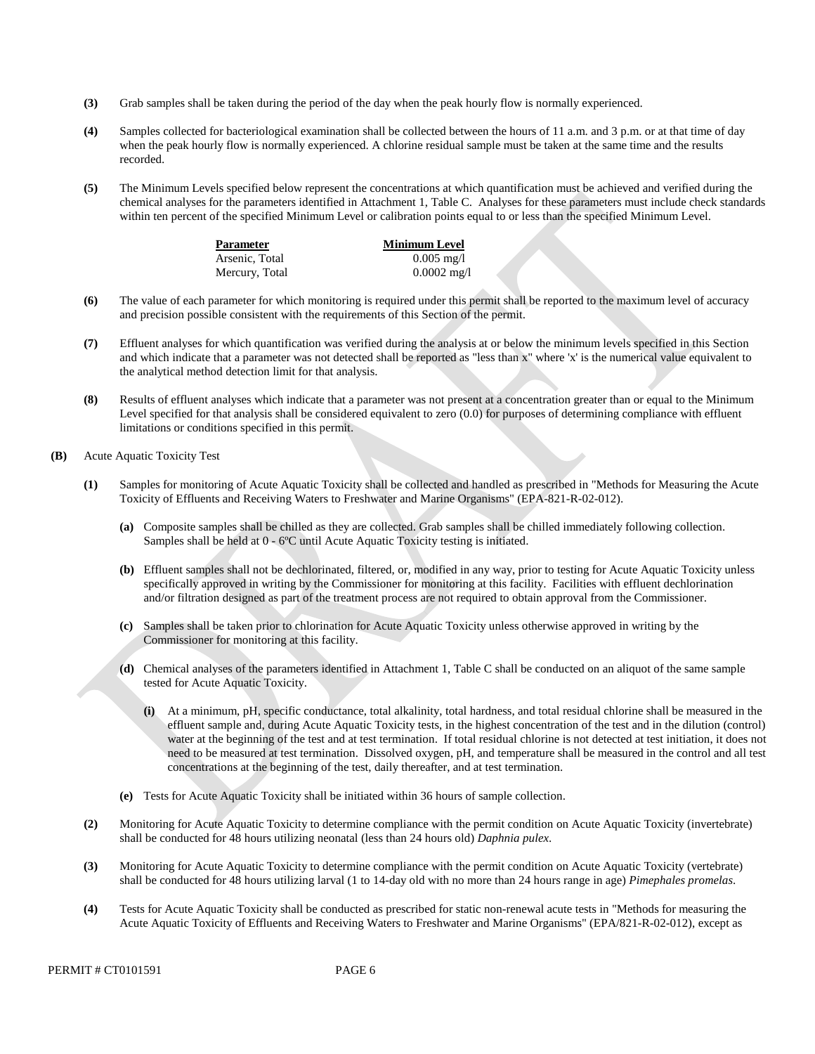**(3)** Grab samples shall be taken during the period of the day when the peak hourly flow is normally experienced.

**(4)** Samples collected for bacteriological examination shall be collected between the hours of 11 a.m. and 3 p.m. or at that time of day when the peak hourly flow is normally experienced. A chlorine residual sample must be taken at the same time and the results recorded.

**(5)** The Minimum Levels specified below represent the concentrations at which quantification must be achieved and verified during the chemical analyses for the parameters identified in Attachment 1, Table C. Analyses for these parameters must include check standards within ten percent of the specified Minimum Level or calibration points equal to or less than the specified Minimum Level.

| Parameter | Minimum Level |
|---|---|
| Arsenic, Total | 0.005 mg/l |
| Mercury, Total | 0.0002 mg/l |

**(6)** The value of each parameter for which monitoring is required under this permit shall be reported to the maximum level of accuracy and precision possible consistent with the requirements of this Section of the permit.

**(7)** Effluent analyses for which quantification was verified during the analysis at or below the minimum levels specified in this Section and which indicate that a parameter was not detected shall be reported as "less than x" where 'x' is the numerical value equivalent to the analytical method detection limit for that analysis.

**(8)** Results of effluent analyses which indicate that a parameter was not present at a concentration greater than or equal to the Minimum Level specified for that analysis shall be considered equivalent to zero (0.0) for purposes of determining compliance with effluent limitations or conditions specified in this permit.

**(B)** Acute Aquatic Toxicity Test

**(1)** Samples for monitoring of Acute Aquatic Toxicity shall be collected and handled as prescribed in "Methods for Measuring the Acute Toxicity of Effluents and Receiving Waters to Freshwater and Marine Organisms" (EPA-821-R-02-012).

**(a)** Composite samples shall be chilled as they are collected. Grab samples shall be chilled immediately following collection. Samples shall be held at 0 - 6ºC until Acute Aquatic Toxicity testing is initiated.

**(b)** Effluent samples shall not be dechlorinated, filtered, or, modified in any way, prior to testing for Acute Aquatic Toxicity unless specifically approved in writing by the Commissioner for monitoring at this facility. Facilities with effluent dechlorination and/or filtration designed as part of the treatment process are not required to obtain approval from the Commissioner.

**(c)** Samples shall be taken prior to chlorination for Acute Aquatic Toxicity unless otherwise approved in writing by the Commissioner for monitoring at this facility.

**(d)** Chemical analyses of the parameters identified in Attachment 1, Table C shall be conducted on an aliquot of the same sample tested for Acute Aquatic Toxicity.

**(i)** At a minimum, pH, specific conductance, total alkalinity, total hardness, and total residual chlorine shall be measured in the effluent sample and, during Acute Aquatic Toxicity tests, in the highest concentration of the test and in the dilution (control) water at the beginning of the test and at test termination. If total residual chlorine is not detected at test initiation, it does not need to be measured at test termination. Dissolved oxygen, pH, and temperature shall be measured in the control and all test concentrations at the beginning of the test, daily thereafter, and at test termination.

**(e)** Tests for Acute Aquatic Toxicity shall be initiated within 36 hours of sample collection.

**(2)** Monitoring for Acute Aquatic Toxicity to determine compliance with the permit condition on Acute Aquatic Toxicity (invertebrate) shall be conducted for 48 hours utilizing neonatal (less than 24 hours old) *Daphnia pulex*.

**(3)** Monitoring for Acute Aquatic Toxicity to determine compliance with the permit condition on Acute Aquatic Toxicity (vertebrate) shall be conducted for 48 hours utilizing larval (1 to 14-day old with no more than 24 hours range in age) *Pimephales promelas*.

**(4)** Tests for Acute Aquatic Toxicity shall be conducted as prescribed for static non-renewal acute tests in "Methods for measuring the Acute Aquatic Toxicity of Effluents and Receiving Waters to Freshwater and Marine Organisms" (EPA/821-R-02-012), except as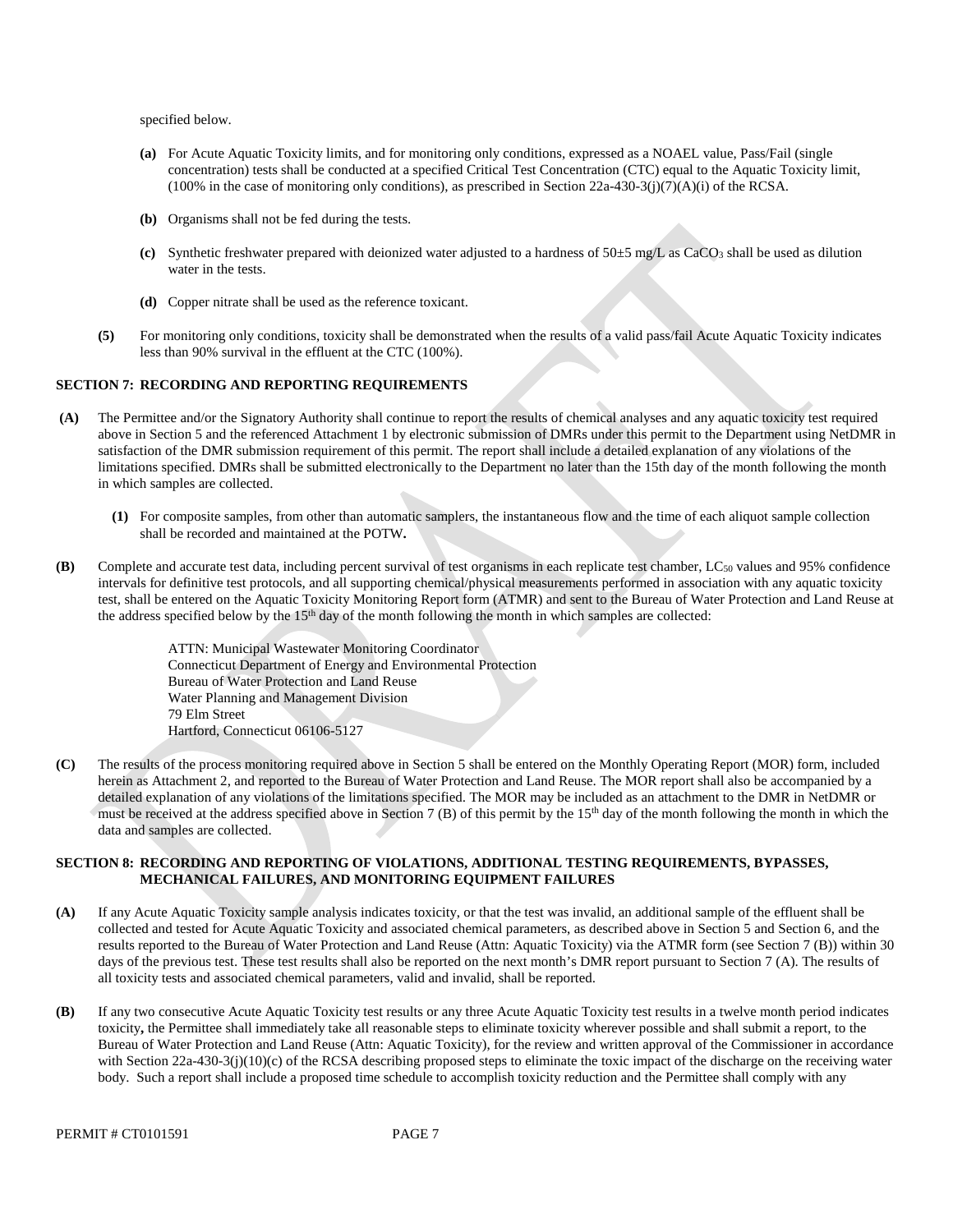specified below.

**(a)** For Acute Aquatic Toxicity limits, and for monitoring only conditions, expressed as a NOAEL value, Pass/Fail (single concentration) tests shall be conducted at a specified Critical Test Concentration (CTC) equal to the Aquatic Toxicity limit, (100% in the case of monitoring only conditions), as prescribed in Section 22a-430-3(j)(7)(A)(i) of the RCSA.

**(b)** Organisms shall not be fed during the tests.

**(c)** Synthetic freshwater prepared with deionized water adjusted to a hardness of 50±5 mg/L as $CaCO_3$ shall be used as dilution water in the tests.

**(d)** Copper nitrate shall be used as the reference toxicant.

**(5)** For monitoring only conditions, toxicity shall be demonstrated when the results of a valid pass/fail Acute Aquatic Toxicity indicates less than 90% survival in the effluent at the CTC (100%).

## SECTION 7: RECORDING AND REPORTING REQUIREMENTS

**(A)** The Permittee and/or the Signatory Authority shall continue to report the results of chemical analyses and any aquatic toxicity test required above in Section 5 and the referenced Attachment 1 by electronic submission of DMRs under this permit to the Department using NetDMR in satisfaction of the DMR submission requirement of this permit. The report shall include a detailed explanation of any violations of the limitations specified. DMRs shall be submitted electronically to the Department no later than the 15th day of the month following the month in which samples are collected.

**(1)** For composite samples, from other than automatic samplers, the instantaneous flow and the time of each aliquot sample collection shall be recorded and maintained at the POTW**.**

**(B)** Complete and accurate test data, including percent survival of test organisms in each replicate test chamber, $LC_{50}$ values and 95% confidence intervals for definitive test protocols, and all supporting chemical/physical measurements performed in association with any aquatic toxicity test, shall be entered on the Aquatic Toxicity Monitoring Report form (ATMR) and sent to the Bureau of Water Protection and Land Reuse at the address specified below by the 15th day of the month following the month in which samples are collected:

ATTN: Municipal Wastewater Monitoring Coordinator
Connecticut Department of Energy and Environmental Protection
Bureau of Water Protection and Land Reuse
Water Planning and Management Division
79 Elm Street
Hartford, Connecticut 06106-5127

**(C)** The results of the process monitoring required above in Section 5 shall be entered on the Monthly Operating Report (MOR) form, included herein as Attachment 2, and reported to the Bureau of Water Protection and Land Reuse. The MOR report shall also be accompanied by a detailed explanation of any violations of the limitations specified. The MOR may be included as an attachment to the DMR in NetDMR or must be received at the address specified above in Section 7 (B) of this permit by the 15th day of the month following the month in which the data and samples are collected.

## SECTION 8: RECORDING AND REPORTING OF VIOLATIONS, ADDITIONAL TESTING REQUIREMENTS, BYPASSES, MECHANICAL FAILURES, AND MONITORING EQUIPMENT FAILURES

**(A)** If any Acute Aquatic Toxicity sample analysis indicates toxicity, or that the test was invalid, an additional sample of the effluent shall be collected and tested for Acute Aquatic Toxicity and associated chemical parameters, as described above in Section 5 and Section 6, and the results reported to the Bureau of Water Protection and Land Reuse (Attn: Aquatic Toxicity) via the ATMR form (see Section 7 (B)) within 30 days of the previous test. These test results shall also be reported on the next month's DMR report pursuant to Section 7 (A). The results of all toxicity tests and associated chemical parameters, valid and invalid, shall be reported.

**(B)** If any two consecutive Acute Aquatic Toxicity test results or any three Acute Aquatic Toxicity test results in a twelve month period indicates toxicity**,** the Permittee shall immediately take all reasonable steps to eliminate toxicity wherever possible and shall submit a report, to the Bureau of Water Protection and Land Reuse (Attn: Aquatic Toxicity), for the review and written approval of the Commissioner in accordance with Section 22a-430-3(j)(10)(c) of the RCSA describing proposed steps to eliminate the toxic impact of the discharge on the receiving water body. Such a report shall include a proposed time schedule to accomplish toxicity reduction and the Permittee shall comply with any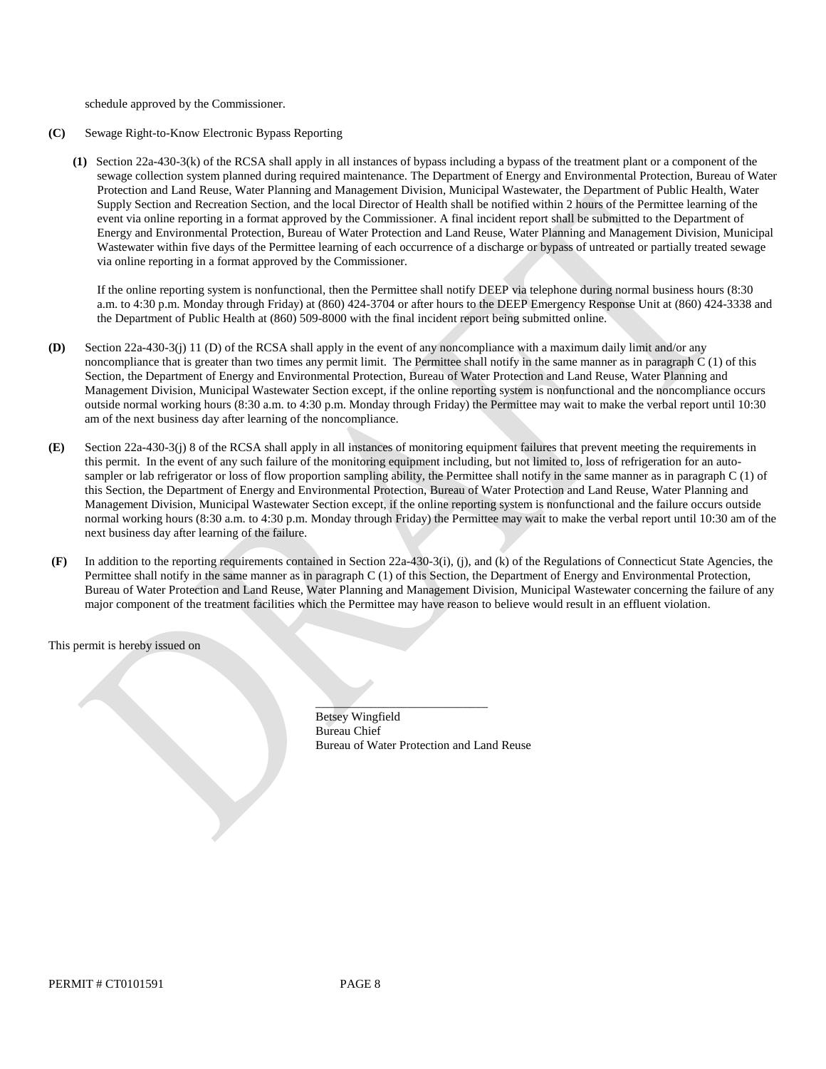schedule approved by the Commissioner.

**(C)** Sewage Right-to-Know Electronic Bypass Reporting

**(1)** Section 22a-430-3(k) of the RCSA shall apply in all instances of bypass including a bypass of the treatment plant or a component of the sewage collection system planned during required maintenance. The Department of Energy and Environmental Protection, Bureau of Water Protection and Land Reuse, Water Planning and Management Division, Municipal Wastewater, the Department of Public Health, Water Supply Section and Recreation Section, and the local Director of Health shall be notified within 2 hours of the Permittee learning of the event via online reporting in a format approved by the Commissioner. A final incident report shall be submitted to the Department of Energy and Environmental Protection, Bureau of Water Protection and Land Reuse, Water Planning and Management Division, Municipal Wastewater within five days of the Permittee learning of each occurrence of a discharge or bypass of untreated or partially treated sewage via online reporting in a format approved by the Commissioner.

If the online reporting system is nonfunctional, then the Permittee shall notify DEEP via telephone during normal business hours (8:30 a.m. to 4:30 p.m. Monday through Friday) at (860) 424-3704 or after hours to the DEEP Emergency Response Unit at (860) 424-3338 and the Department of Public Health at (860) 509-8000 with the final incident report being submitted online.

**(D)** Section 22a-430-3(j) 11 (D) of the RCSA shall apply in the event of any noncompliance with a maximum daily limit and/or any noncompliance that is greater than two times any permit limit. The Permittee shall notify in the same manner as in paragraph C (1) of this Section, the Department of Energy and Environmental Protection, Bureau of Water Protection and Land Reuse, Water Planning and Management Division, Municipal Wastewater Section except, if the online reporting system is nonfunctional and the noncompliance occurs outside normal working hours (8:30 a.m. to 4:30 p.m. Monday through Friday) the Permittee may wait to make the verbal report until 10:30 am of the next business day after learning of the noncompliance.

**(E)** Section 22a-430-3(j) 8 of the RCSA shall apply in all instances of monitoring equipment failures that prevent meeting the requirements in this permit. In the event of any such failure of the monitoring equipment including, but not limited to, loss of refrigeration for an auto-sampler or lab refrigerator or loss of flow proportion sampling ability, the Permittee shall notify in the same manner as in paragraph C (1) of this Section, the Department of Energy and Environmental Protection, Bureau of Water Protection and Land Reuse, Water Planning and Management Division, Municipal Wastewater Section except, if the online reporting system is nonfunctional and the failure occurs outside normal working hours (8:30 a.m. to 4:30 p.m. Monday through Friday) the Permittee may wait to make the verbal report until 10:30 am of the next business day after learning of the failure.

**(F)** In addition to the reporting requirements contained in Section 22a-430-3(i), (j), and (k) of the Regulations of Connecticut State Agencies, the Permittee shall notify in the same manner as in paragraph C (1) of this Section, the Department of Energy and Environmental Protection, Bureau of Water Protection and Land Reuse, Water Planning and Management Division, Municipal Wastewater concerning the failure of any major component of the treatment facilities which the Permittee may have reason to believe would result in an effluent violation.

This permit is hereby issued on

\_\_\_\_\_\_\_\_\_\_\_\_\_\_\_\_\_\_\_\_\_\_\_\_\_\_\_\_

Betsey Wingfield
Bureau Chief
Bureau of Water Protection and Land Reuse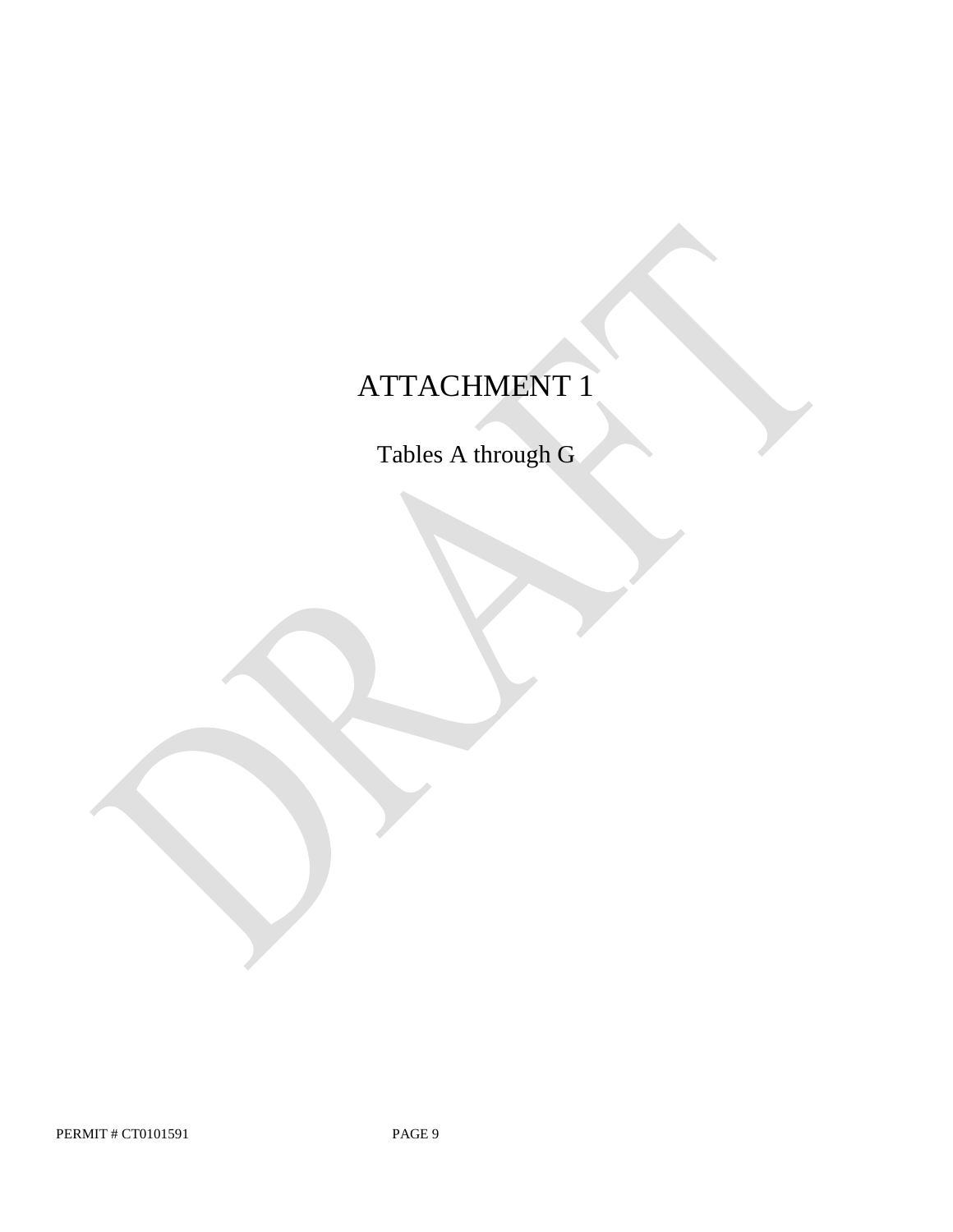# ATTACHMENT 1

Tables A through G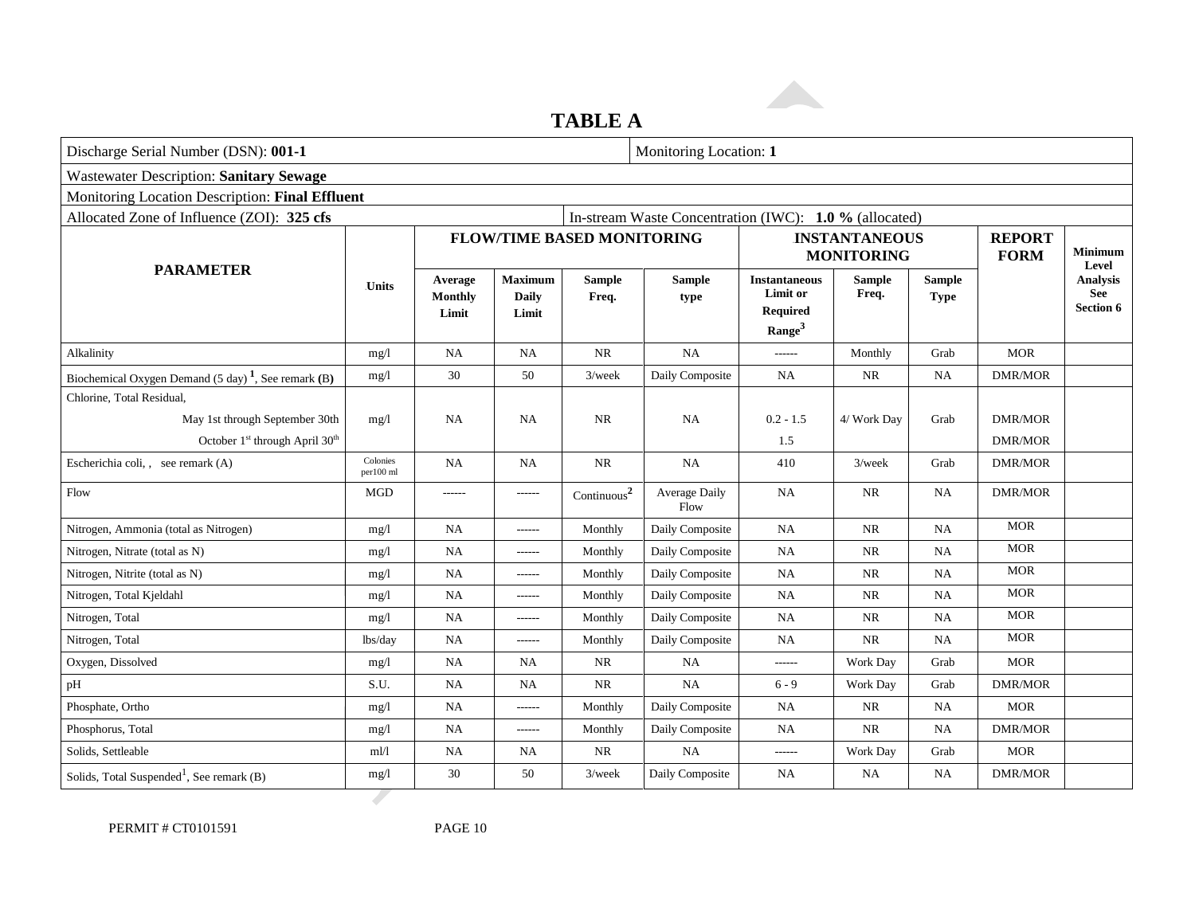# TABLE A

Discharge Serial Number (DSN): **001-1** | Monitoring Location: **1**

Wastewater Description: **Sanitary Sewage**

Monitoring Location Description: **Final Effluent**

Allocated Zone of Influence (ZOI): **325 cfs** | In-stream Waste Concentration (IWC): **1.0 %** (allocated)

| PARAMETER | Units | FLOW/TIME BASED MONITORING | | | | INSTANTANEOUS MONITORING | | | REPORT FORM | Minimum Level Analysis See Section 6 |
|---|---|---|---|---|---|---|---|---|---|---|
| | | Average Monthly Limit | Maximum Daily Limit | Sample Freq. | Sample type | Instantaneous Limit or Required Range[3] | Sample Freq. | Sample Type | | |
| Alkalinity | mg/l | NA | NA | NR | NA | ------ | Monthly | Grab | MOR | |
| Biochemical Oxygen Demand (5 day)[1], See remark **(B)** | mg/l | 30 | 50 | 3/week | Daily Composite | NA | NR | NA | DMR/MOR | |
| Chlorine, Total Residual, May 1st through September 30th | mg/l | NA | NA | NR | NA | 0.2 - 1.5 | 4/ Work Day | Grab | DMR/MOR | |
| October 1st through April 30th | | | | | | 1.5 | | | DMR/MOR | |
| Escherichia coli, , see remark (A) | Colonies per100 ml | NA | NA | NR | NA | 410 | 3/week | Grab | DMR/MOR | |
| Flow | MGD | ------ | ------ | Continuous[2] | Average Daily Flow | NA | NR | NA | DMR/MOR | |
| Nitrogen, Ammonia (total as Nitrogen) | mg/l | NA | ------ | Monthly | Daily Composite | NA | NR | NA | MOR | |
| Nitrogen, Nitrate (total as N) | mg/l | NA | ------ | Monthly | Daily Composite | NA | NR | NA | MOR | |
| Nitrogen, Nitrite (total as N) | mg/l | NA | ------ | Monthly | Daily Composite | NA | NR | NA | MOR | |
| Nitrogen, Total Kjeldahl | mg/l | NA | ------ | Monthly | Daily Composite | NA | NR | NA | MOR | |
| Nitrogen, Total | mg/l | NA | ------ | Monthly | Daily Composite | NA | NR | NA | MOR | |
| Nitrogen, Total | lbs/day | NA | ------ | Monthly | Daily Composite | NA | NR | NA | MOR | |
| Oxygen, Dissolved | mg/l | NA | NA | NR | NA | ------ | Work Day | Grab | MOR | |
| pH | S.U. | NA | NA | NR | NA | 6 - 9 | Work Day | Grab | DMR/MOR | |
| Phosphate, Ortho | mg/l | NA | ------ | Monthly | Daily Composite | NA | NR | NA | MOR | |
| Phosphorus, Total | mg/l | NA | ------ | Monthly | Daily Composite | NA | NR | NA | DMR/MOR | |
| Solids, Settleable | ml/l | NA | NA | NR | NA | ------ | Work Day | Grab | MOR | |
| Solids, Total Suspended[1], See remark (B) | mg/l | 30 | 50 | 3/week | Daily Composite | NA | NA | NA | DMR/MOR | |

PERMIT # CT0101591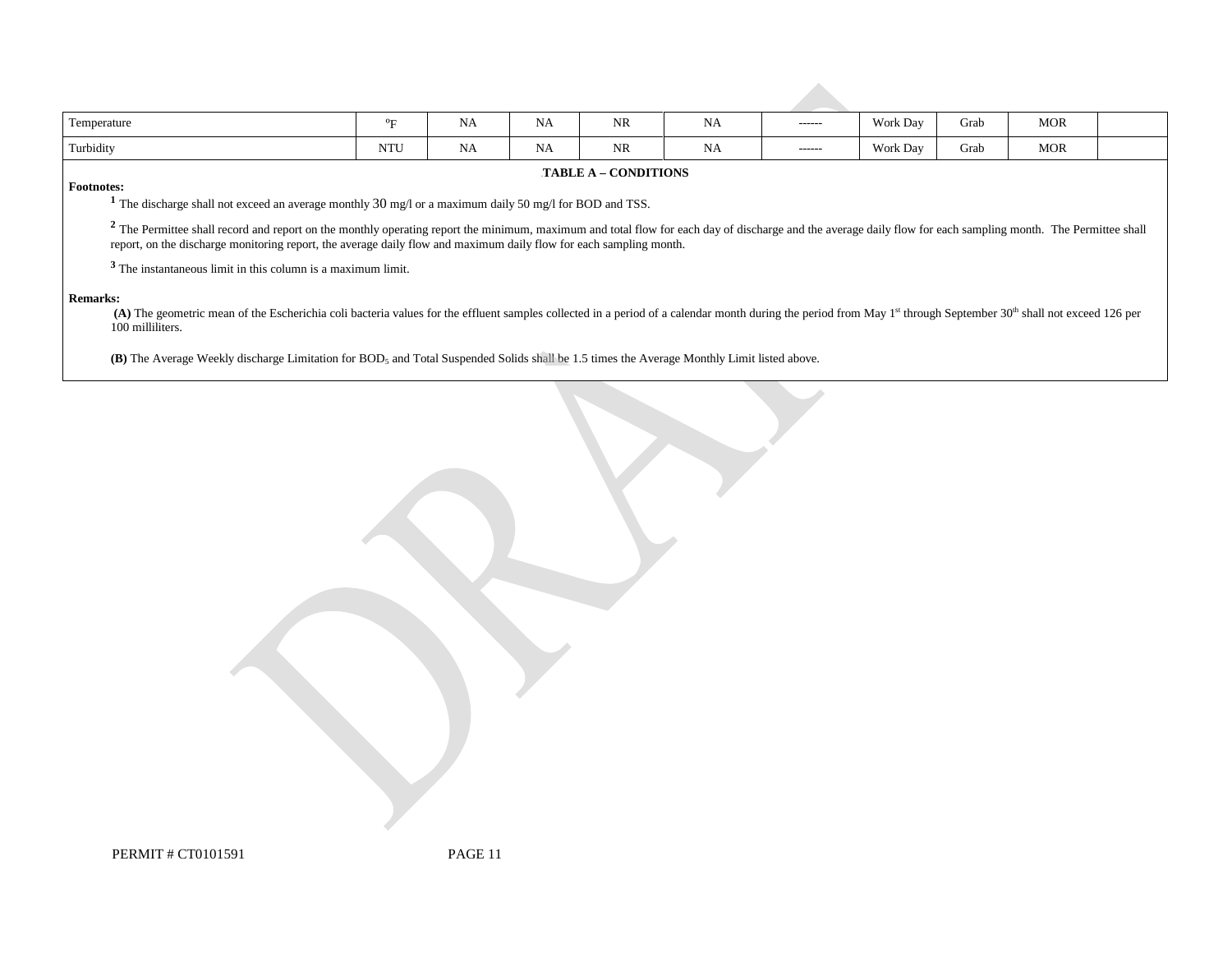| | | | | | | | | | | |
|---|---|---|---|---|---|---|---|---|---|---|
| Temperature | °F | NA | NA | NR | NA | ------ | Work Day | Grab | MOR | |
| Turbidity | NTU | NA | NA | NR | NA | ------ | Work Day | Grab | MOR | |

**TABLE A – CONDITIONS**

**Footnotes:**

[1] The discharge shall not exceed an average monthly 30 mg/l or a maximum daily 50 mg/l for BOD and TSS.

[2] The Permittee shall record and report on the monthly operating report the minimum, maximum and total flow for each day of discharge and the average daily flow for each sampling month. The Permittee shall report, on the discharge monitoring report, the average daily flow and maximum daily flow for each sampling month.

[3] The instantaneous limit in this column is a maximum limit.

**Remarks:**

**(A)** The geometric mean of the Escherichia coli bacteria values for the effluent samples collected in a period of a calendar month during the period from May 1st through September 30th shall not exceed 126 per 100 milliliters.

**(B)** The Average Weekly discharge Limitation for $BOD_5$ and Total Suspended Solids shall be 1.5 times the Average Monthly Limit listed above.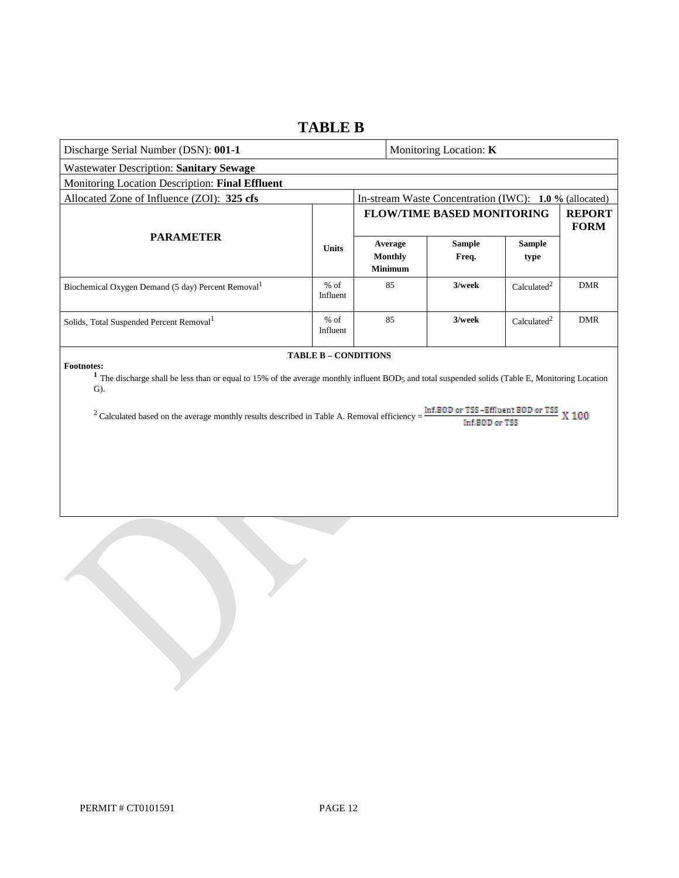# TABLE B

| Discharge Serial Number (DSN): **001-1** | | Monitoring Location: **K** | | | |
|---|---|---|---|---|---|
| Wastewater Description: **Sanitary Sewage** | | | | | |
| Monitoring Location Description: **Final Effluent** | | | | | |
| Allocated Zone of Influence (ZOI): **325 cfs** | | In-stream Waste Concentration (IWC): **1.0 %** (allocated) | | | |
| **PARAMETER** | **Units** | **FLOW/TIME BASED MONITORING** | | | **REPORT FORM** |
| | | **Average Monthly Minimum** | **Sample Freq.** | **Sample type** | |
| Biochemical Oxygen Demand (5 day) Percent Removal[1] | % of Influent | 85 | **3/week** | Calculated[2] | DMR |
| Solids, Total Suspended Percent Removal[1] | % of Influent | 85 | **3/week** | Calculated[2] | DMR |

**TABLE B – CONDITIONS**

**Footnotes:**

[1] The discharge shall be less than or equal to 15% of the average monthly influent $BOD_5$ and total suspended solids (Table E, Monitoring Location G).

[2] Calculated based on the average monthly results described in Table A. Removal efficiency = $\frac{\text{Inf.BOD or TSS} - \text{Effluent BOD or TSS}}{\text{Inf.BOD or TSS}} \times 100$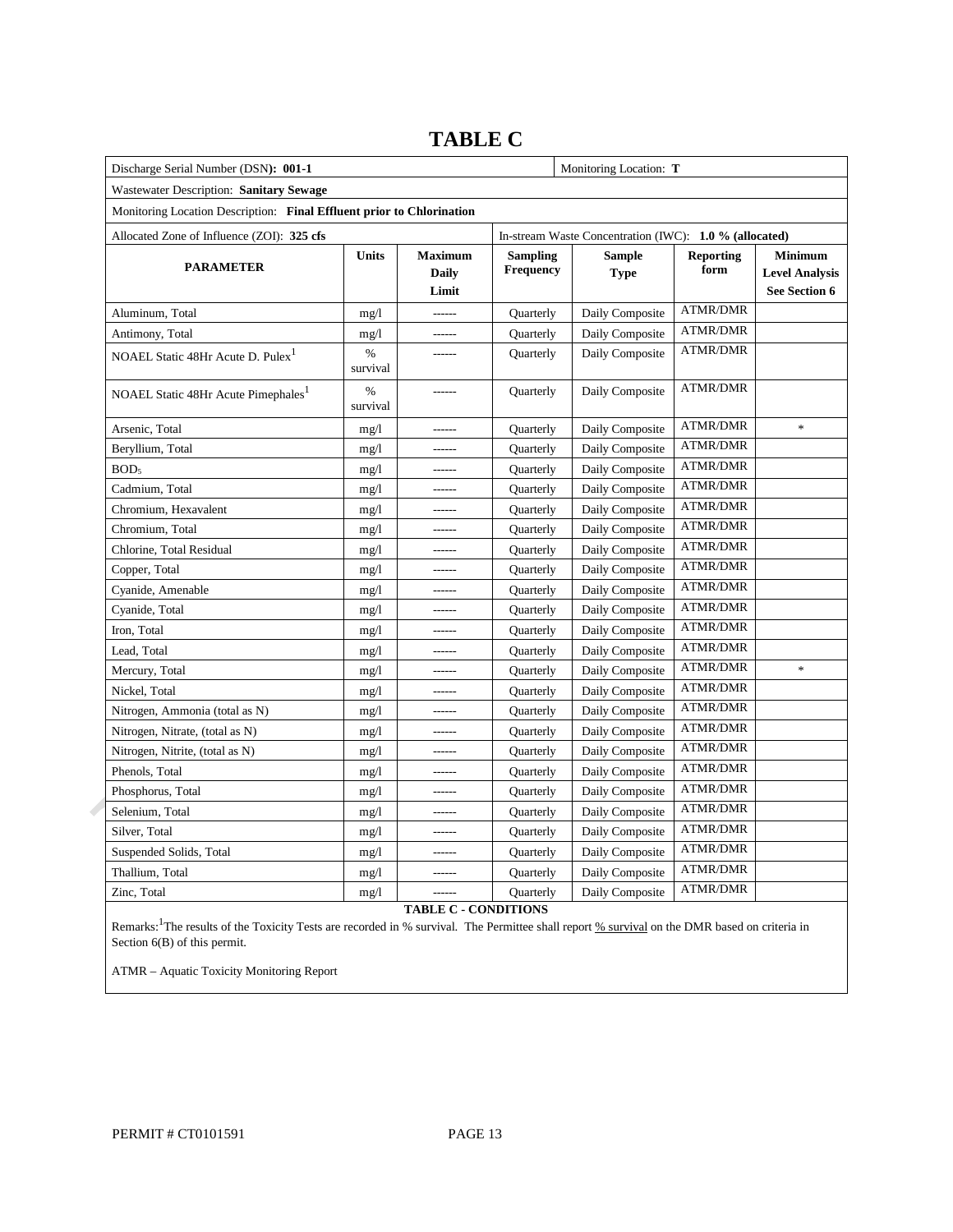# TABLE C

| Discharge Serial Number (DSN): **001-1** | | | | Monitoring Location: **T** | | |
|---|---|---|---|---|---|---|
| Wastewater Description: **Sanitary Sewage** | | | | | | |
| Monitoring Location Description: **Final Effluent prior to Chlorination** | | | | | | |
| Allocated Zone of Influence (ZOI): **325 cfs** | | | In-stream Waste Concentration (IWC): **1.0 % (allocated)** | | | |
| **PARAMETER** | **Units** | **Maximum Daily Limit** | **Sampling Frequency** | **Sample Type** | **Reporting form** | **Minimum Level Analysis See Section 6** |
| Aluminum, Total | mg/l | ------ | Quarterly | Daily Composite | ATMR/DMR | |
| Antimony, Total | mg/l | ------ | Quarterly | Daily Composite | ATMR/DMR | |
| NOAEL Static 48Hr Acute D. Pulex[1] | % survival | ------ | Quarterly | Daily Composite | ATMR/DMR | |
| NOAEL Static 48Hr Acute Pimephales[1] | % survival | ------ | Quarterly | Daily Composite | ATMR/DMR | |
| Arsenic, Total | mg/l | ------ | Quarterly | Daily Composite | ATMR/DMR | * |
| Beryllium, Total | mg/l | ------ | Quarterly | Daily Composite | ATMR/DMR | |
| $BOD_5$ | mg/l | ------ | Quarterly | Daily Composite | ATMR/DMR | |
| Cadmium, Total | mg/l | ------ | Quarterly | Daily Composite | ATMR/DMR | |
| Chromium, Hexavalent | mg/l | ------ | Quarterly | Daily Composite | ATMR/DMR | |
| Chromium, Total | mg/l | ------ | Quarterly | Daily Composite | ATMR/DMR | |
| Chlorine, Total Residual | mg/l | ------ | Quarterly | Daily Composite | ATMR/DMR | |
| Copper, Total | mg/l | ------ | Quarterly | Daily Composite | ATMR/DMR | |
| Cyanide, Amenable | mg/l | ------ | Quarterly | Daily Composite | ATMR/DMR | |
| Cyanide, Total | mg/l | ------ | Quarterly | Daily Composite | ATMR/DMR | |
| Iron, Total | mg/l | ------ | Quarterly | Daily Composite | ATMR/DMR | |
| Lead, Total | mg/l | ------ | Quarterly | Daily Composite | ATMR/DMR | |
| Mercury, Total | mg/l | ------ | Quarterly | Daily Composite | ATMR/DMR | * |
| Nickel, Total | mg/l | ------ | Quarterly | Daily Composite | ATMR/DMR | |
| Nitrogen, Ammonia (total as N) | mg/l | ------ | Quarterly | Daily Composite | ATMR/DMR | |
| Nitrogen, Nitrate, (total as N) | mg/l | ------ | Quarterly | Daily Composite | ATMR/DMR | |
| Nitrogen, Nitrite, (total as N) | mg/l | ------ | Quarterly | Daily Composite | ATMR/DMR | |
| Phenols, Total | mg/l | ------ | Quarterly | Daily Composite | ATMR/DMR | |
| Phosphorus, Total | mg/l | ------ | Quarterly | Daily Composite | ATMR/DMR | |
| Selenium, Total | mg/l | ------ | Quarterly | Daily Composite | ATMR/DMR | |
| Silver, Total | mg/l | ------ | Quarterly | Daily Composite | ATMR/DMR | |
| Suspended Solids, Total | mg/l | ------ | Quarterly | Daily Composite | ATMR/DMR | |
| Thallium, Total | mg/l | ------ | Quarterly | Daily Composite | ATMR/DMR | |
| Zinc, Total | mg/l | ------ | Quarterly | Daily Composite | ATMR/DMR | |

**TABLE C - CONDITIONS**

Remarks:[1]The results of the Toxicity Tests are recorded in % survival. The Permittee shall report % survival on the DMR based on criteria in Section 6(B) of this permit.

ATMR – Aquatic Toxicity Monitoring Report

PERMIT # CT0101591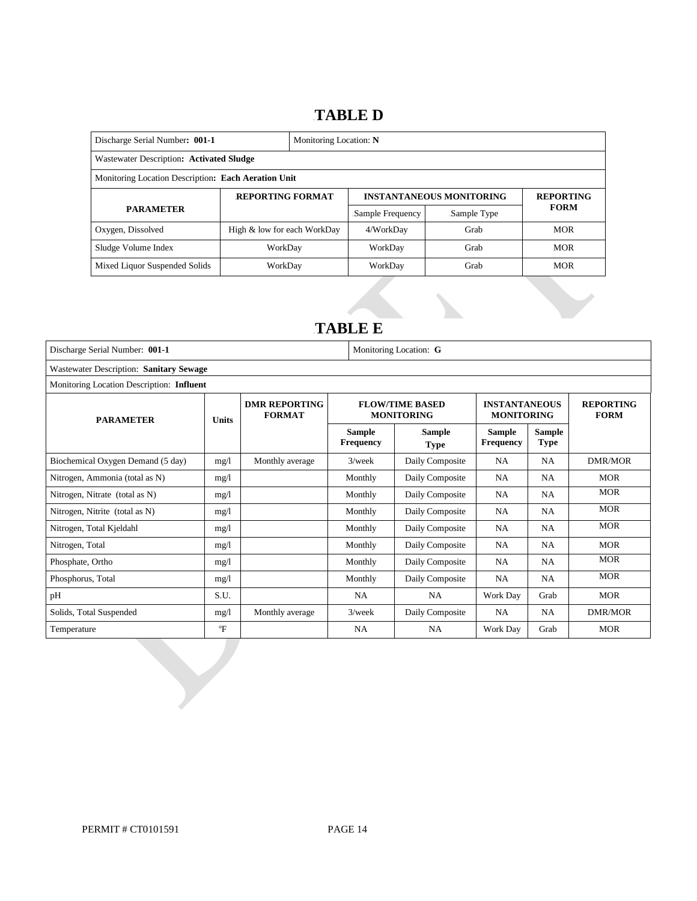# TABLE D

| Discharge Serial Number: **001-1** | Monitoring Location: **N** | | | |
|---|---|---|---|---|
| Wastewater Description: **Activated Sludge** | | | | |
| Monitoring Location Description: **Each Aeration Unit** | | | | |
| **PARAMETER** | **REPORTING FORMAT** | **INSTANTANEOUS MONITORING** | | **REPORTING FORM** |
| | | Sample Frequency | Sample Type | |
| Oxygen, Dissolved | High & low for each WorkDay | 4/WorkDay | Grab | MOR |
| Sludge Volume Index | WorkDay | WorkDay | Grab | MOR |
| Mixed Liquor Suspended Solids | WorkDay | WorkDay | Grab | MOR |

# TABLE E

| Discharge Serial Number: **001-1** | | | Monitoring Location: **G** | | | | |
|---|---|---|---|---|---|---|---|
| Wastewater Description: **Sanitary Sewage** | | | | | | | |
| Monitoring Location Description: **Influent** | | | | | | | |
| **PARAMETER** | **Units** | **DMR REPORTING FORMAT** | **FLOW/TIME BASED MONITORING** | | **INSTANTANEOUS MONITORING** | | **REPORTING FORM** |
| | | | **Sample Frequency** | **Sample Type** | **Sample Frequency** | **Sample Type** | |
| Biochemical Oxygen Demand (5 day) | mg/l | Monthly average | 3/week | Daily Composite | NA | NA | DMR/MOR |
| Nitrogen, Ammonia (total as N) | mg/l | | Monthly | Daily Composite | NA | NA | MOR |
| Nitrogen, Nitrate (total as N) | mg/l | | Monthly | Daily Composite | NA | NA | MOR |
| Nitrogen, Nitrite (total as N) | mg/l | | Monthly | Daily Composite | NA | NA | MOR |
| Nitrogen, Total Kjeldahl | mg/l | | Monthly | Daily Composite | NA | NA | MOR |
| Nitrogen, Total | mg/l | | Monthly | Daily Composite | NA | NA | MOR |
| Phosphate, Ortho | mg/l | | Monthly | Daily Composite | NA | NA | MOR |
| Phosphorus, Total | mg/l | | Monthly | Daily Composite | NA | NA | MOR |
| pH | S.U. | | NA | NA | Work Day | Grab | MOR |
| Solids, Total Suspended | mg/l | Monthly average | 3/week | Daily Composite | NA | NA | DMR/MOR |
| Temperature | °F | | NA | NA | Work Day | Grab | MOR |

PERMIT # CT0101591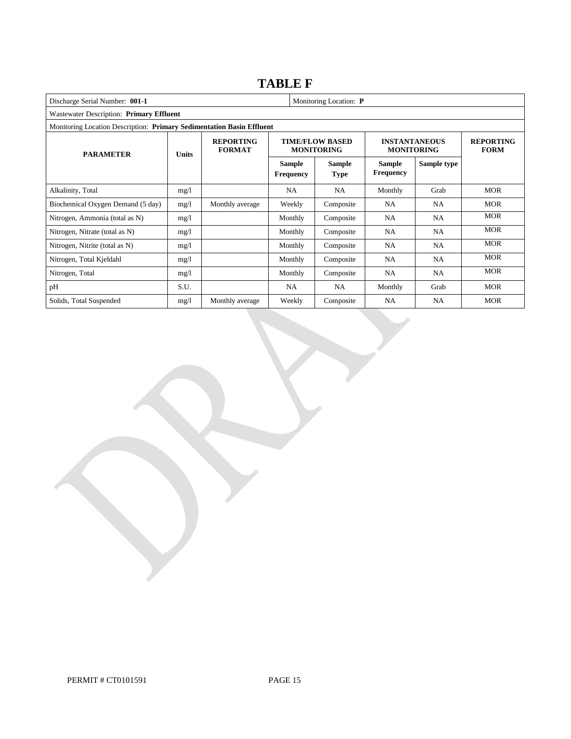# TABLE F

| Discharge Serial Number: **001-1** | | | | Monitoring Location: **P** | | | |
|---|---|---|---|---|---|---|---|
| Wastewater Description: **Primary Effluent** | | | | | | | |
| Monitoring Location Description: **Primary Sedimentation Basin Effluent** | | | | | | | |
| **PARAMETER** | **Units** | **REPORTING FORMAT** | **TIME/FLOW BASED MONITORING** | | **INSTANTANEOUS MONITORING** | | **REPORTING FORM** |
| | | | **Sample Frequency** | **Sample Type** | **Sample Frequency** | **Sample type** | |
| Alkalinity, Total | mg/l | | NA | NA | Monthly | Grab | MOR |
| Biochemical Oxygen Demand (5 day) | mg/l | Monthly average | Weekly | Composite | NA | NA | MOR |
| Nitrogen, Ammonia (total as N) | mg/l | | Monthly | Composite | NA | NA | MOR |
| Nitrogen, Nitrate (total as N) | mg/l | | Monthly | Composite | NA | NA | MOR |
| Nitrogen, Nitrite (total as N) | mg/l | | Monthly | Composite | NA | NA | MOR |
| Nitrogen, Total Kjeldahl | mg/l | | Monthly | Composite | NA | NA | MOR |
| Nitrogen, Total | mg/l | | Monthly | Composite | NA | NA | MOR |
| pH | S.U. | | NA | NA | Monthly | Grab | MOR |
| Solids, Total Suspended | mg/l | Monthly average | Weekly | Composite | NA | NA | MOR |

PERMIT # CT0101591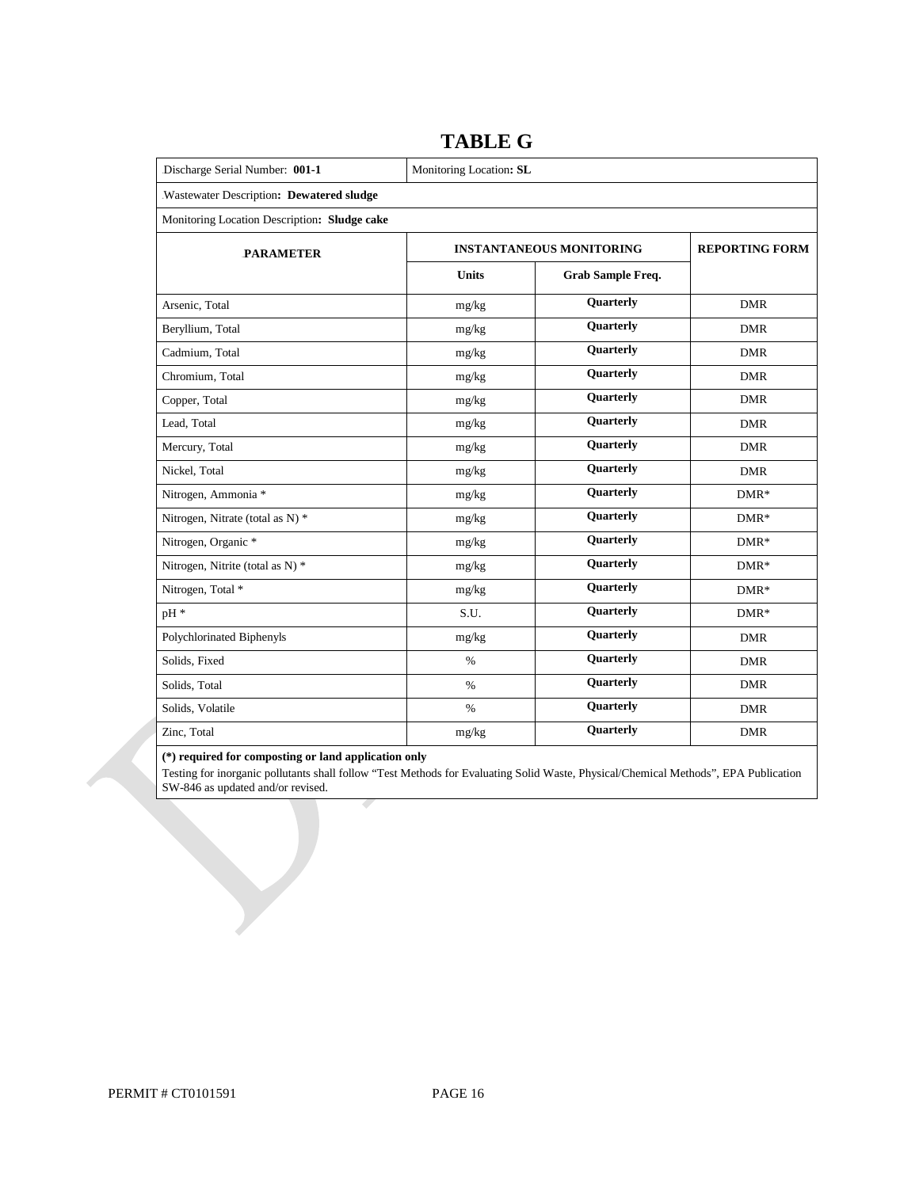# TABLE G

| Discharge Serial Number: **001-1** | Monitoring Location**: SL** | | |
|---|---|---|---|
| Wastewater Description**: Dewatered sludge** | | | |
| Monitoring Location Description**: Sludge cake** | | | |
| **PARAMETER** | **INSTANTANEOUS MONITORING** | | **REPORTING FORM** |
| | **Units** | **Grab Sample Freq.** | |
| Arsenic, Total | mg/kg | **Quarterly** | DMR |
| Beryllium, Total | mg/kg | **Quarterly** | DMR |
| Cadmium, Total | mg/kg | **Quarterly** | DMR |
| Chromium, Total | mg/kg | **Quarterly** | DMR |
| Copper, Total | mg/kg | **Quarterly** | DMR |
| Lead, Total | mg/kg | **Quarterly** | DMR |
| Mercury, Total | mg/kg | **Quarterly** | DMR |
| Nickel, Total | mg/kg | **Quarterly** | DMR |
| Nitrogen, Ammonia * | mg/kg | **Quarterly** | DMR* |
| Nitrogen, Nitrate (total as N) * | mg/kg | **Quarterly** | DMR* |
| Nitrogen, Organic * | mg/kg | **Quarterly** | DMR* |
| Nitrogen, Nitrite (total as N) * | mg/kg | **Quarterly** | DMR* |
| Nitrogen, Total * | mg/kg | **Quarterly** | DMR* |
| pH * | S.U. | **Quarterly** | DMR* |
| Polychlorinated Biphenyls | mg/kg | **Quarterly** | DMR |
| Solids, Fixed | % | **Quarterly** | DMR |
| Solids, Total | % | **Quarterly** | DMR |
| Solids, Volatile | % | **Quarterly** | DMR |
| Zinc, Total | mg/kg | **Quarterly** | DMR |

**(*) required for composting or land application only**

Testing for inorganic pollutants shall follow "Test Methods for Evaluating Solid Waste, Physical/Chemical Methods", EPA Publication SW-846 as updated and/or revised.

PERMIT # CT0101591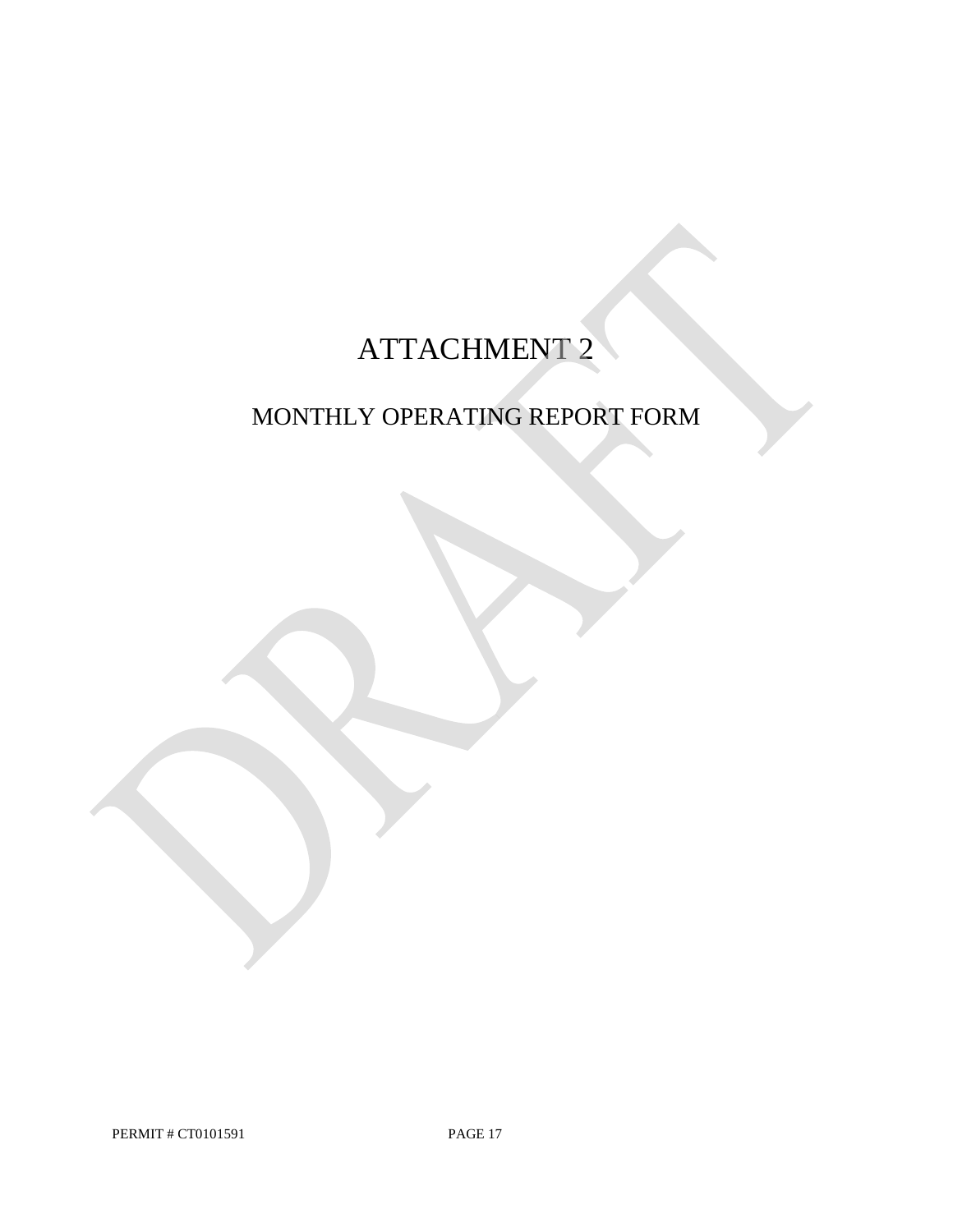# ATTACHMENT 2

## MONTHLY OPERATING REPORT FORM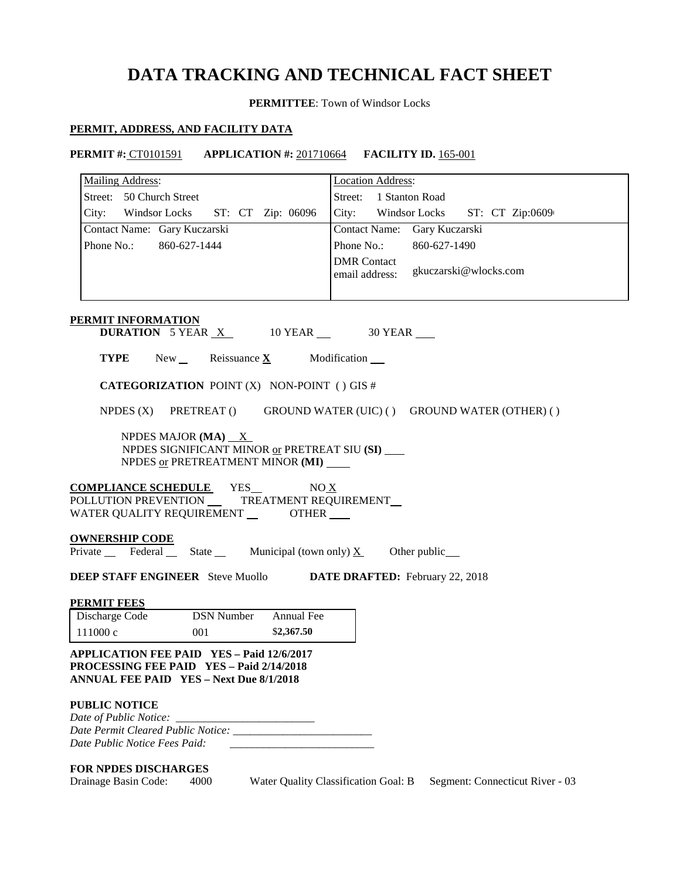# DATA TRACKING AND TECHNICAL FACT SHEET

**PERMITTEE**: Town of Windsor Locks

## PERMIT, ADDRESS, AND FACILITY DATA

**PERMIT #:** CT0101591 **APPLICATION #:** 201710664 **FACILITY ID.** 165-001

| Mailing Address: | Location Address: |
|---|---|
| Street: 50 Church Street | Street: 1 Stanton Road |
| City: Windsor Locks ST: CT Zip: 06096 | City: Windsor Locks ST: CT Zip:0609 |
| Contact Name: Gary Kuczarski | Contact Name: Gary Kuczarski |
| Phone No.: 860-627-1444 | Phone No.: 860-627-1490 |
| | DMR Contact email address: gkuczarski@wlocks.com |

## PERMIT INFORMATION

**DURATION** 5 YEAR X 10 YEAR ___ 30 YEAR ___

**TYPE** New ___ Reissuance **X** Modification ___

**CATEGORIZATION** POINT (X) NON-POINT ( ) GIS #

NPDES (X) PRETREAT () GROUND WATER (UIC) ( ) GROUND WATER (OTHER) ( )

NPDES MAJOR **(MA)** X
NPDES SIGNIFICANT MINOR or PRETREAT SIU **(SI)** ___
NPDES or PRETREATMENT MINOR **(MI)** ___

**COMPLIANCE SCHEDULE** YES___ NO X
POLLUTION PREVENTION ___ TREATMENT REQUIREMENT___
WATER QUALITY REQUIREMENT ___ OTHER ___

**OWNERSHIP CODE**
Private ___ Federal ___ State ___ Municipal (town only) X Other public___

**DEEP STAFF ENGINEER** Steve Muollo **DATE DRAFTED:** February 22, 2018

**PERMIT FEES**

| Discharge Code | DSN Number | Annual Fee |
|---|---|---|
| 111000 c | 001 | $**2,367.50** |

**APPLICATION FEE PAID YES – Paid 12/6/2017**
**PROCESSING FEE PAID YES – Paid 2/14/2018**
**ANNUAL FEE PAID YES – Next Due 8/1/2018**

**PUBLIC NOTICE**
*Date of Public Notice:* ___________________
*Date Permit Cleared Public Notice:* ___________________
*Date Public Notice Fees Paid:* ___________________

**FOR NPDES DISCHARGES**
Drainage Basin Code: 4000 Water Quality Classification Goal: B Segment: Connecticut River - 03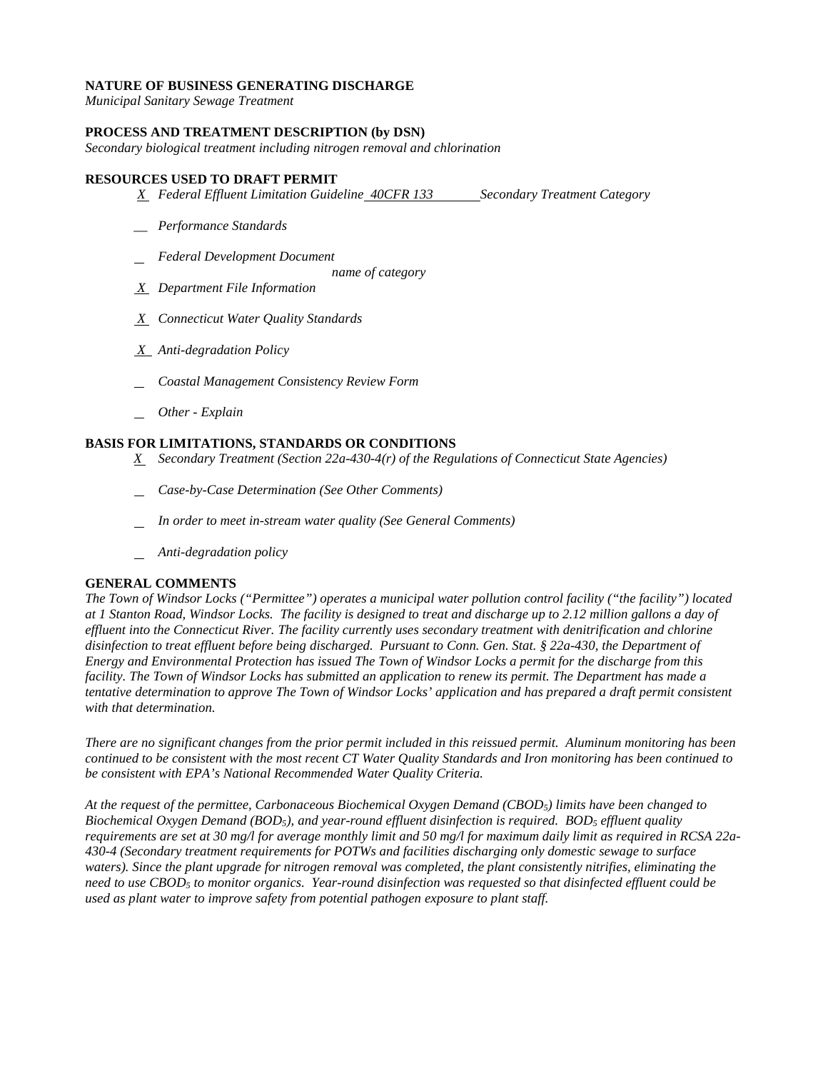**NATURE OF BUSINESS GENERATING DISCHARGE**
*Municipal Sanitary Sewage Treatment*

**PROCESS AND TREATMENT DESCRIPTION (by DSN)**
*Secondary biological treatment including nitrogen removal and chlorination*

**RESOURCES USED TO DRAFT PERMIT**

- *X* *Federal Effluent Limitation Guideline* *40CFR 133* *Secondary Treatment Category*
- __ *Performance Standards*
- _ *Federal Development Document* *name of category*
- *X* *Department File Information*
- *X* *Connecticut Water Quality Standards*
- *X* *Anti-degradation Policy*
- _ *Coastal Management Consistency Review Form*
- _ *Other - Explain*

**BASIS FOR LIMITATIONS, STANDARDS OR CONDITIONS**

- *X* *Secondary Treatment (Section 22a-430-4(r) of the Regulations of Connecticut State Agencies)*
- _ *Case-by-Case Determination (See Other Comments)*
- _ *In order to meet in-stream water quality (See General Comments)*
- _ *Anti-degradation policy*

**GENERAL COMMENTS**

*The Town of Windsor Locks ("Permittee") operates a municipal water pollution control facility ("the facility") located at 1 Stanton Road, Windsor Locks. The facility is designed to treat and discharge up to 2.12 million gallons a day of effluent into the Connecticut River. The facility currently uses secondary treatment with denitrification and chlorine disinfection to treat effluent before being discharged. Pursuant to Conn. Gen. Stat. § 22a-430, the Department of Energy and Environmental Protection has issued The Town of Windsor Locks a permit for the discharge from this facility. The Town of Windsor Locks has submitted an application to renew its permit. The Department has made a tentative determination to approve The Town of Windsor Locks' application and has prepared a draft permit consistent with that determination.*

*There are no significant changes from the prior permit included in this reissued permit. Aluminum monitoring has been continued to be consistent with the most recent CT Water Quality Standards and Iron monitoring has been continued to be consistent with EPA's National Recommended Water Quality Criteria.*

*At the request of the permittee, Carbonaceous Biochemical Oxygen Demand ($CBOD_5$) limits have been changed to Biochemical Oxygen Demand ($BOD_5$), and year-round effluent disinfection is required. $BOD_5$ effluent quality requirements are set at 30 mg/l for average monthly limit and 50 mg/l for maximum daily limit as required in RCSA 22a-430-4 (Secondary treatment requirements for POTWs and facilities discharging only domestic sewage to surface waters). Since the plant upgrade for nitrogen removal was completed, the plant consistently nitrifies, eliminating the need to use $CBOD_5$ to monitor organics. Year-round disinfection was requested so that disinfected effluent could be used as plant water to improve safety from potential pathogen exposure to plant staff.*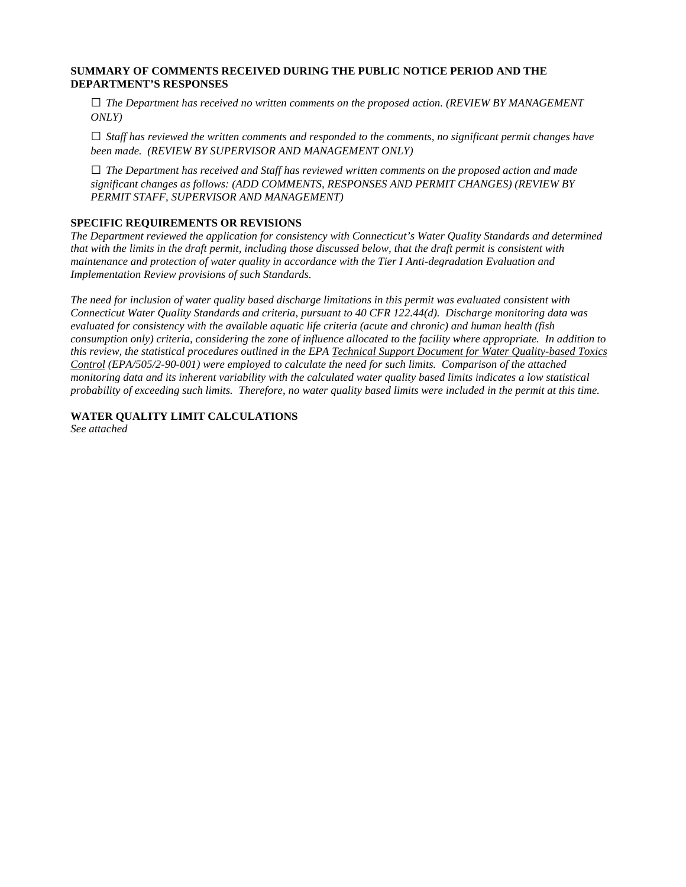**SUMMARY OF COMMENTS RECEIVED DURING THE PUBLIC NOTICE PERIOD AND THE DEPARTMENT'S RESPONSES**

☐ *The Department has received no written comments on the proposed action. (REVIEW BY MANAGEMENT ONLY)*

☐ *Staff has reviewed the written comments and responded to the comments, no significant permit changes have been made. (REVIEW BY SUPERVISOR AND MANAGEMENT ONLY)*

☐ *The Department has received and Staff has reviewed written comments on the proposed action and made significant changes as follows: (ADD COMMENTS, RESPONSES AND PERMIT CHANGES) (REVIEW BY PERMIT STAFF, SUPERVISOR AND MANAGEMENT)*

**SPECIFIC REQUIREMENTS OR REVISIONS**

*The Department reviewed the application for consistency with Connecticut's Water Quality Standards and determined that with the limits in the draft permit, including those discussed below, that the draft permit is consistent with maintenance and protection of water quality in accordance with the Tier I Anti-degradation Evaluation and Implementation Review provisions of such Standards.*

*The need for inclusion of water quality based discharge limitations in this permit was evaluated consistent with Connecticut Water Quality Standards and criteria, pursuant to 40 CFR 122.44(d). Discharge monitoring data was evaluated for consistency with the available aquatic life criteria (acute and chronic) and human health (fish consumption only) criteria, considering the zone of influence allocated to the facility where appropriate. In addition to this review, the statistical procedures outlined in the EPA <u>Technical Support Document for Water Quality-based Toxics Control</u> (EPA/505/2-90-001) were employed to calculate the need for such limits. Comparison of the attached monitoring data and its inherent variability with the calculated water quality based limits indicates a low statistical probability of exceeding such limits. Therefore, no water quality based limits were included in the permit at this time.*

**WATER QUALITY LIMIT CALCULATIONS**

*See attached*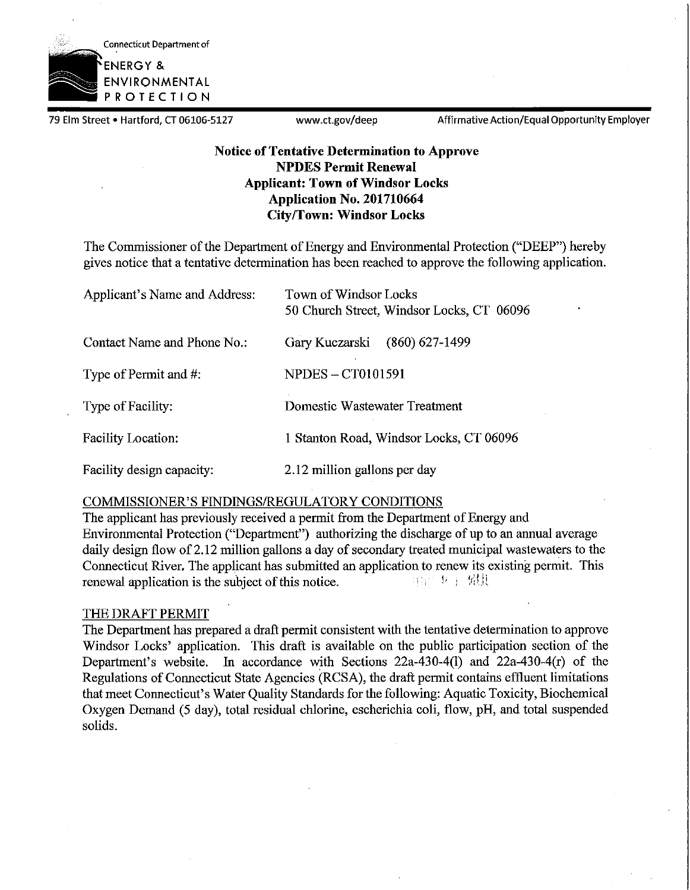Connecticut Department of

ENERGY & ENVIRONMENTAL PROTECTION

79 Elm Street • Hartford, CT 06106-5127 www.ct.gov/deep Affirmative Action/Equal Opportunity Employer

**Notice of Tentative Determination to Approve**
**NPDES Permit Renewal**
**Applicant: Town of Windsor Locks**
**Application No. 201710664**
**City/Town: Windsor Locks**

The Commissioner of the Department of Energy and Environmental Protection ("DEEP") hereby gives notice that a tentative determination has been reached to approve the following application.

| | |
|---|---|
| Applicant's Name and Address: | Town of Windsor Locks<br>50 Church Street, Windsor Locks, CT 06096 |
| Contact Name and Phone No.: | Gary Kuczarski (860) 627-1499 |
| Type of Permit and #: | NPDES – CT0101591 |
| Type of Facility: | Domestic Wastewater Treatment |
| Facility Location: | 1 Stanton Road, Windsor Locks, CT 06096 |
| Facility design capacity: | 2.12 million gallons per day |

## COMMISSIONER'S FINDINGS/REGULATORY CONDITIONS

The applicant has previously received a permit from the Department of Energy and Environmental Protection ("Department") authorizing the discharge of up to an annual average daily design flow of 2.12 million gallons a day of secondary treated municipal wastewaters to the Connecticut River. The applicant has submitted an application to renew its existing permit. This renewal application is the subject of this notice.

## THE DRAFT PERMIT

The Department has prepared a draft permit consistent with the tentative determination to approve Windsor Locks' application. This draft is available on the public participation section of the Department's website. In accordance with Sections 22a-430-4(l) and 22a-430-4(r) of the Regulations of Connecticut State Agencies (RCSA), the draft permit contains effluent limitations that meet Connecticut's Water Quality Standards for the following: Aquatic Toxicity, Biochemical Oxygen Demand (5 day), total residual chlorine, escherichia coli, flow, pH, and total suspended solids.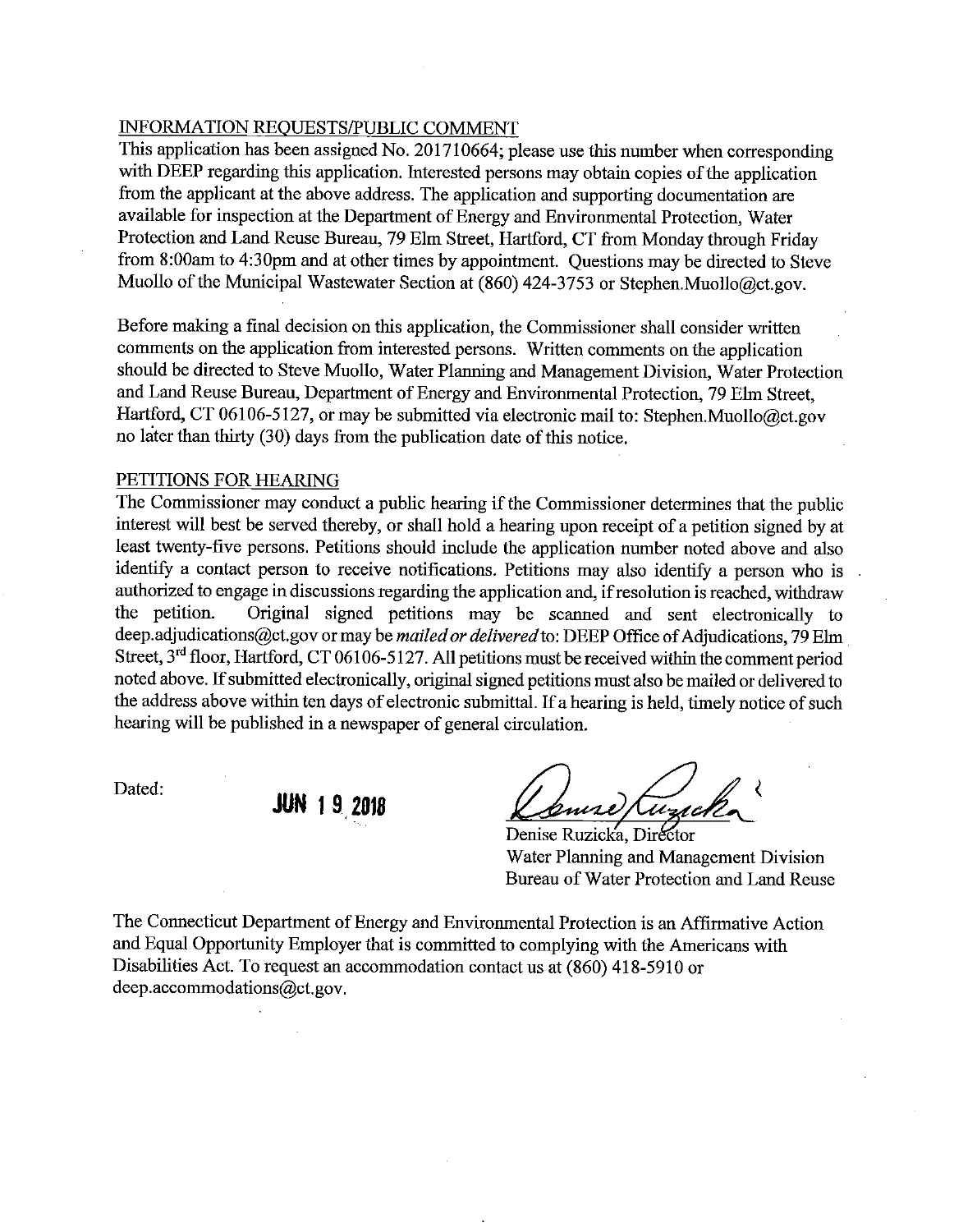INFORMATION REQUESTS/PUBLIC COMMENT

This application has been assigned No. 201710664; please use this number when corresponding with DEEP regarding this application. Interested persons may obtain copies of the application from the applicant at the above address. The application and supporting documentation are available for inspection at the Department of Energy and Environmental Protection, Water Protection and Land Reuse Bureau, 79 Elm Street, Hartford, CT from Monday through Friday from 8:00am to 4:30pm and at other times by appointment. Questions may be directed to Steve Muollo of the Municipal Wastewater Section at (860) 424-3753 or Stephen.Muollo@ct.gov.

Before making a final decision on this application, the Commissioner shall consider written comments on the application from interested persons. Written comments on the application should be directed to Steve Muollo, Water Planning and Management Division, Water Protection and Land Reuse Bureau, Department of Energy and Environmental Protection, 79 Elm Street, Hartford, CT 06106-5127, or may be submitted via electronic mail to: Stephen.Muollo@ct.gov no later than thirty (30) days from the publication date of this notice.

PETITIONS FOR HEARING

The Commissioner may conduct a public hearing if the Commissioner determines that the public interest will best be served thereby, or shall hold a hearing upon receipt of a petition signed by at least twenty-five persons. Petitions should include the application number noted above and also identify a contact person to receive notifications. Petitions may also identify a person who is authorized to engage in discussions regarding the application and, if resolution is reached, withdraw the petition. Original signed petitions may be scanned and sent electronically to deep.adjudications@ct.gov or may be *mailed or delivered* to: DEEP Office of Adjudications, 79 Elm Street, 3rd floor, Hartford, CT 06106-5127. All petitions must be received within the comment period noted above. If submitted electronically, original signed petitions must also be mailed or delivered to the address above within ten days of electronic submittal. If a hearing is held, timely notice of such hearing will be published in a newspaper of general circulation.

Dated: **JUN 19 2018**

Denise Ruzicka, Director
Water Planning and Management Division
Bureau of Water Protection and Land Reuse

The Connecticut Department of Energy and Environmental Protection is an Affirmative Action and Equal Opportunity Employer that is committed to complying with the Americans with Disabilities Act. To request an accommodation contact us at (860) 418-5910 or deep.accommodations@ct.gov.